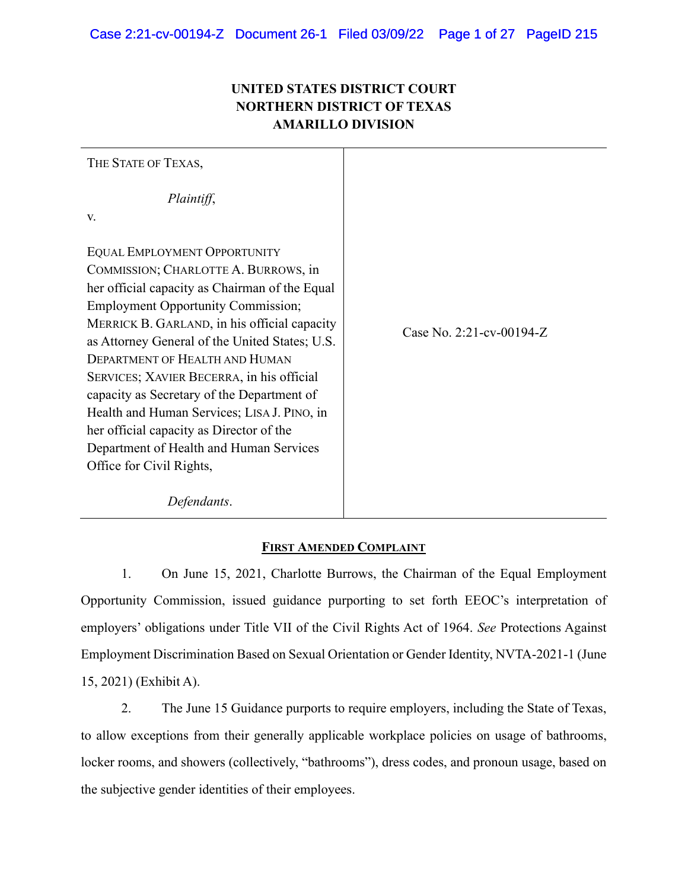**UNITED STATES DISTRICT COURT**
**NORTHERN DISTRICT OF TEXAS**
**AMARILLO DIVISION**

| | |
|---|---|
| THE STATE OF TEXAS,<br><br>*Plaintiff*,<br><br>v.<br><br>EQUAL EMPLOYMENT OPPORTUNITY COMMISSION; CHARLOTTE A. BURROWS, in her official capacity as Chairman of the Equal Employment Opportunity Commission; MERRICK B. GARLAND, in his official capacity as Attorney General of the United States; U.S. DEPARTMENT OF HEALTH AND HUMAN SERVICES; XAVIER BECERRA, in his official capacity as Secretary of the Department of Health and Human Services; LISA J. PINO, in her official capacity as Director of the Department of Health and Human Services Office for Civil Rights,<br><br>*Defendants*. | Case No. 2:21-cv-00194-Z |

**FIRST AMENDED COMPLAINT**

1. On June 15, 2021, Charlotte Burrows, the Chairman of the Equal Employment Opportunity Commission, issued guidance purporting to set forth EEOC's interpretation of employers' obligations under Title VII of the Civil Rights Act of 1964. *See* Protections Against Employment Discrimination Based on Sexual Orientation or Gender Identity, NVTA-2021-1 (June 15, 2021) (Exhibit A).

2. The June 15 Guidance purports to require employers, including the State of Texas, to allow exceptions from their generally applicable workplace policies on usage of bathrooms, locker rooms, and showers (collectively, "bathrooms"), dress codes, and pronoun usage, based on the subjective gender identities of their employees.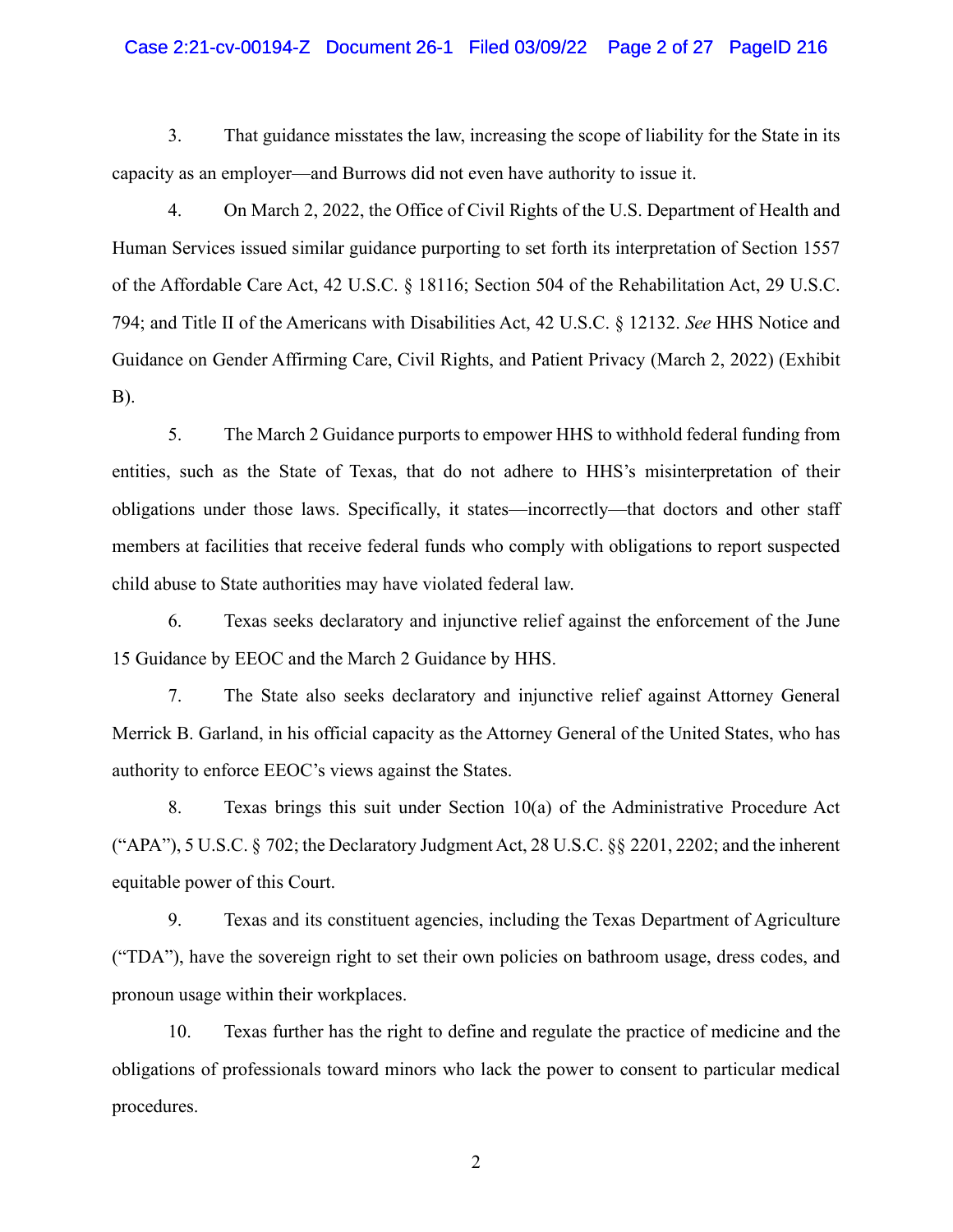3. That guidance misstates the law, increasing the scope of liability for the State in its capacity as an employer—and Burrows did not even have authority to issue it.

4. On March 2, 2022, the Office of Civil Rights of the U.S. Department of Health and Human Services issued similar guidance purporting to set forth its interpretation of Section 1557 of the Affordable Care Act, 42 U.S.C. § 18116; Section 504 of the Rehabilitation Act, 29 U.S.C. 794; and Title II of the Americans with Disabilities Act, 42 U.S.C. § 12132. *See* HHS Notice and Guidance on Gender Affirming Care, Civil Rights, and Patient Privacy (March 2, 2022) (Exhibit B).

5. The March 2 Guidance purports to empower HHS to withhold federal funding from entities, such as the State of Texas, that do not adhere to HHS's misinterpretation of their obligations under those laws. Specifically, it states—incorrectly—that doctors and other staff members at facilities that receive federal funds who comply with obligations to report suspected child abuse to State authorities may have violated federal law.

6. Texas seeks declaratory and injunctive relief against the enforcement of the June 15 Guidance by EEOC and the March 2 Guidance by HHS.

7. The State also seeks declaratory and injunctive relief against Attorney General Merrick B. Garland, in his official capacity as the Attorney General of the United States, who has authority to enforce EEOC's views against the States.

8. Texas brings this suit under Section 10(a) of the Administrative Procedure Act ("APA"), 5 U.S.C. § 702; the Declaratory Judgment Act, 28 U.S.C. §§ 2201, 2202; and the inherent equitable power of this Court.

9. Texas and its constituent agencies, including the Texas Department of Agriculture ("TDA"), have the sovereign right to set their own policies on bathroom usage, dress codes, and pronoun usage within their workplaces.

10. Texas further has the right to define and regulate the practice of medicine and the obligations of professionals toward minors who lack the power to consent to particular medical procedures.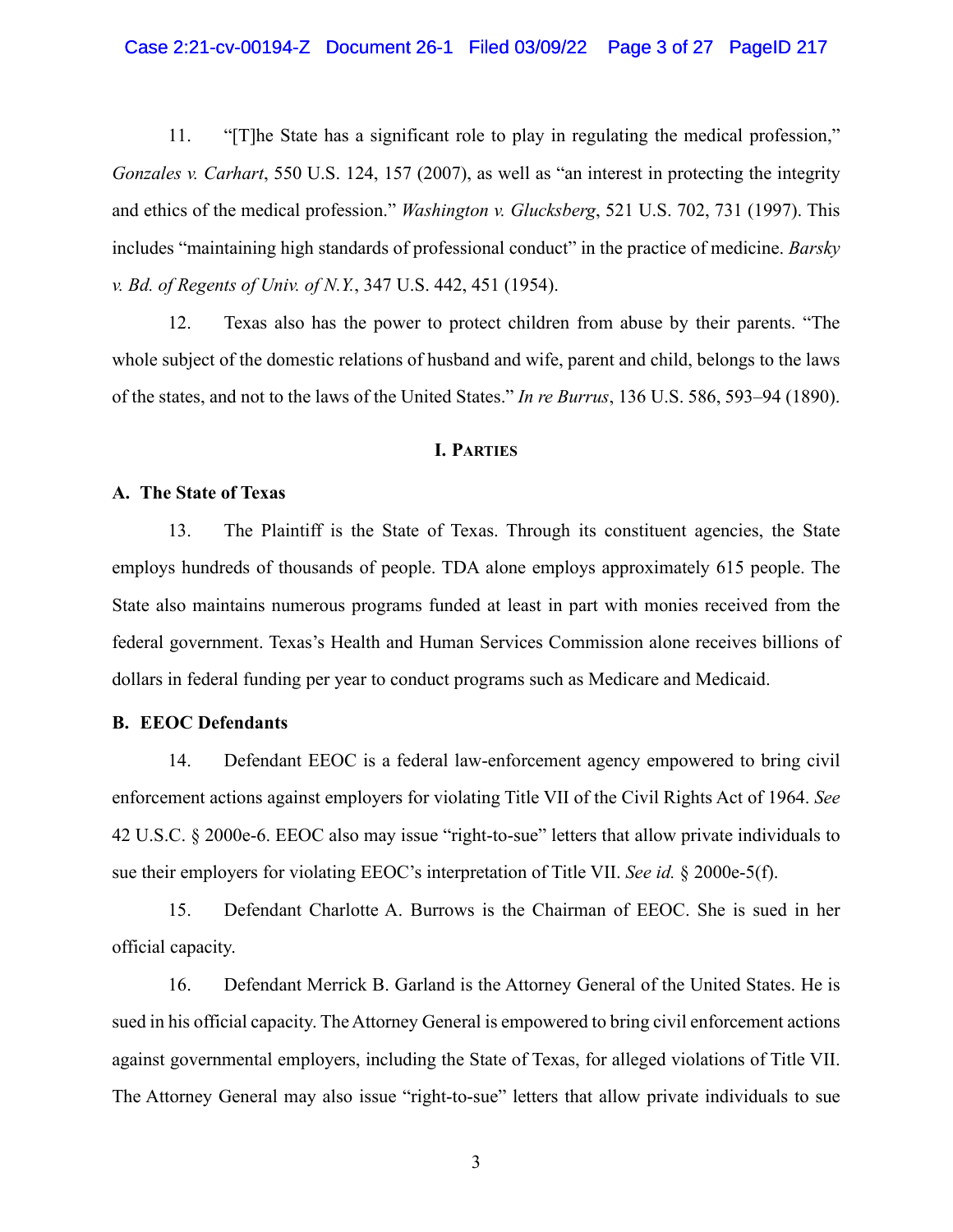11. "[T]he State has a significant role to play in regulating the medical profession," *Gonzales v. Carhart*, 550 U.S. 124, 157 (2007), as well as "an interest in protecting the integrity and ethics of the medical profession." *Washington v. Glucksberg*, 521 U.S. 702, 731 (1997). This includes "maintaining high standards of professional conduct" in the practice of medicine. *Barsky v. Bd. of Regents of Univ. of N.Y.*, 347 U.S. 442, 451 (1954).

12. Texas also has the power to protect children from abuse by their parents. "The whole subject of the domestic relations of husband and wife, parent and child, belongs to the laws of the states, and not to the laws of the United States." *In re Burrus*, 136 U.S. 586, 593–94 (1890).

## I. Parties

### A. The State of Texas

13. The Plaintiff is the State of Texas. Through its constituent agencies, the State employs hundreds of thousands of people. TDA alone employs approximately 615 people. The State also maintains numerous programs funded at least in part with monies received from the federal government. Texas's Health and Human Services Commission alone receives billions of dollars in federal funding per year to conduct programs such as Medicare and Medicaid.

### B. EEOC Defendants

14. Defendant EEOC is a federal law-enforcement agency empowered to bring civil enforcement actions against employers for violating Title VII of the Civil Rights Act of 1964. *See* 42 U.S.C. § 2000e-6. EEOC also may issue "right-to-sue" letters that allow private individuals to sue their employers for violating EEOC's interpretation of Title VII. *See id.* § 2000e-5(f).

15. Defendant Charlotte A. Burrows is the Chairman of EEOC. She is sued in her official capacity.

16. Defendant Merrick B. Garland is the Attorney General of the United States. He is sued in his official capacity. The Attorney General is empowered to bring civil enforcement actions against governmental employers, including the State of Texas, for alleged violations of Title VII. The Attorney General may also issue "right-to-sue" letters that allow private individuals to sue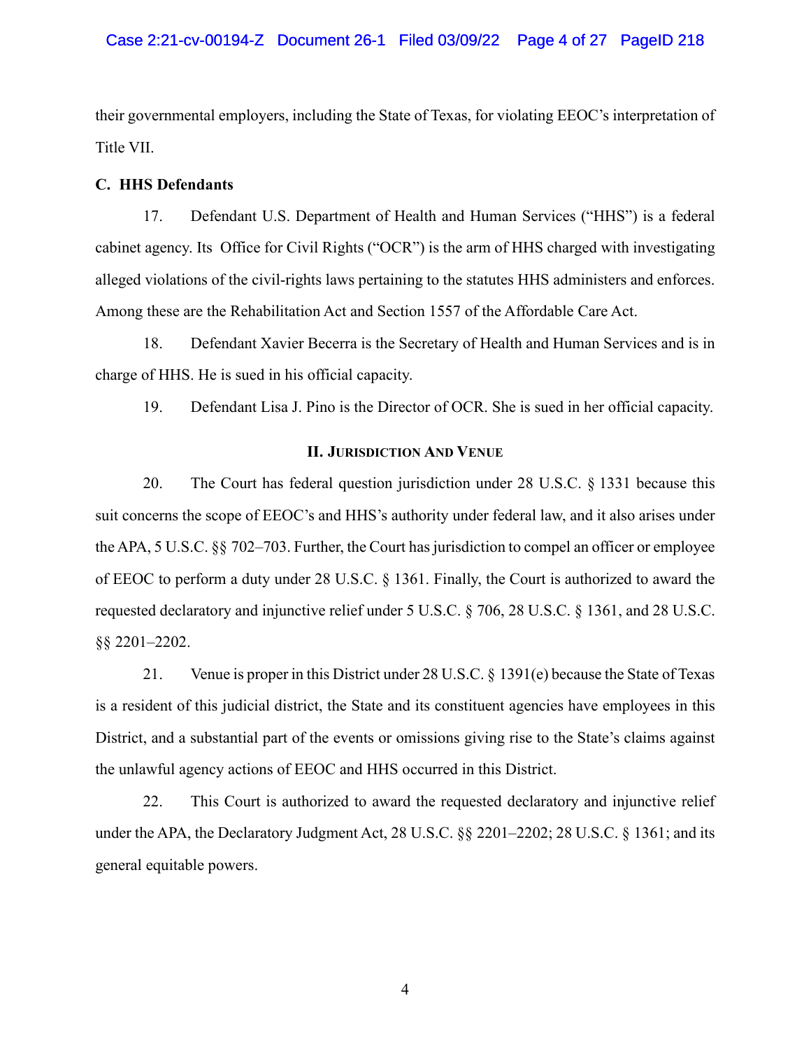their governmental employers, including the State of Texas, for violating EEOC's interpretation of Title VII.

### C. HHS Defendants

17. Defendant U.S. Department of Health and Human Services ("HHS") is a federal cabinet agency. Its Office for Civil Rights ("OCR") is the arm of HHS charged with investigating alleged violations of the civil-rights laws pertaining to the statutes HHS administers and enforces. Among these are the Rehabilitation Act and Section 1557 of the Affordable Care Act.

18. Defendant Xavier Becerra is the Secretary of Health and Human Services and is in charge of HHS. He is sued in his official capacity.

19. Defendant Lisa J. Pino is the Director of OCR. She is sued in her official capacity.

## II. Jurisdiction And Venue

20. The Court has federal question jurisdiction under 28 U.S.C. § 1331 because this suit concerns the scope of EEOC's and HHS's authority under federal law, and it also arises under the APA, 5 U.S.C. §§ 702–703. Further, the Court has jurisdiction to compel an officer or employee of EEOC to perform a duty under 28 U.S.C. § 1361. Finally, the Court is authorized to award the requested declaratory and injunctive relief under 5 U.S.C. § 706, 28 U.S.C. § 1361, and 28 U.S.C. §§ 2201–2202.

21. Venue is proper in this District under 28 U.S.C. § 1391(e) because the State of Texas is a resident of this judicial district, the State and its constituent agencies have employees in this District, and a substantial part of the events or omissions giving rise to the State's claims against the unlawful agency actions of EEOC and HHS occurred in this District.

22. This Court is authorized to award the requested declaratory and injunctive relief under the APA, the Declaratory Judgment Act, 28 U.S.C. §§ 2201–2202; 28 U.S.C. § 1361; and its general equitable powers.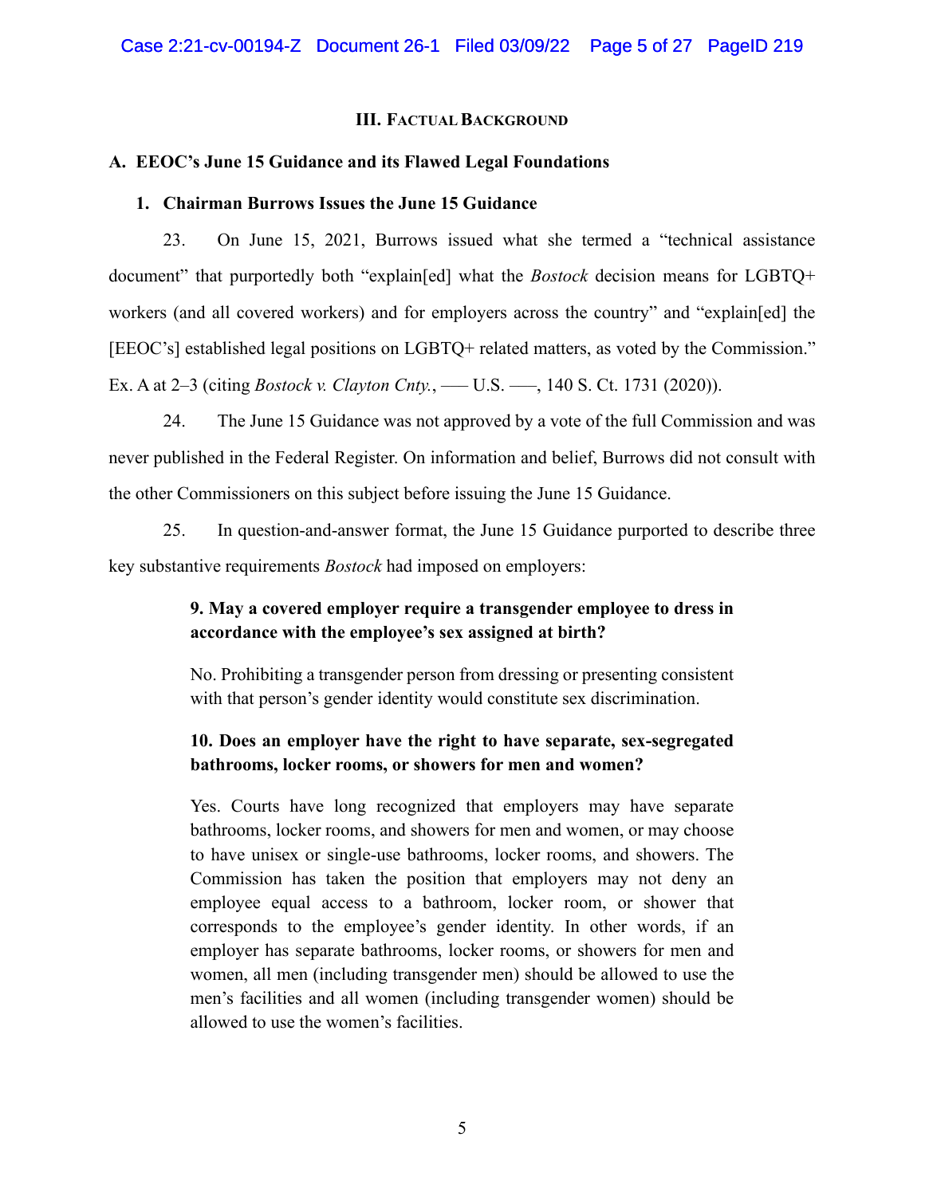## III. Factual Background

### A. EEOC's June 15 Guidance and its Flawed Legal Foundations

#### 1. Chairman Burrows Issues the June 15 Guidance

23. On June 15, 2021, Burrows issued what she termed a "technical assistance document" that purportedly both "explain[ed] what the *Bostock* decision means for LGBTQ+ workers (and all covered workers) and for employers across the country" and "explain[ed] the [EEOC's] established legal positions on LGBTQ+ related matters, as voted by the Commission." Ex. A at 2–3 (citing *Bostock v. Clayton Cnty.*, ––– U.S. –––, 140 S. Ct. 1731 (2020)).

24. The June 15 Guidance was not approved by a vote of the full Commission and was never published in the Federal Register. On information and belief, Burrows did not consult with the other Commissioners on this subject before issuing the June 15 Guidance.

25. In question-and-answer format, the June 15 Guidance purported to describe three key substantive requirements *Bostock* had imposed on employers:

> **9. May a covered employer require a transgender employee to dress in accordance with the employee's sex assigned at birth?**
>
> No. Prohibiting a transgender person from dressing or presenting consistent with that person's gender identity would constitute sex discrimination.
>
> **10. Does an employer have the right to have separate, sex-segregated bathrooms, locker rooms, or showers for men and women?**
>
> Yes. Courts have long recognized that employers may have separate bathrooms, locker rooms, and showers for men and women, or may choose to have unisex or single-use bathrooms, locker rooms, and showers. The Commission has taken the position that employers may not deny an employee equal access to a bathroom, locker room, or shower that corresponds to the employee's gender identity. In other words, if an employer has separate bathrooms, locker rooms, or showers for men and women, all men (including transgender men) should be allowed to use the men's facilities and all women (including transgender women) should be allowed to use the women's facilities.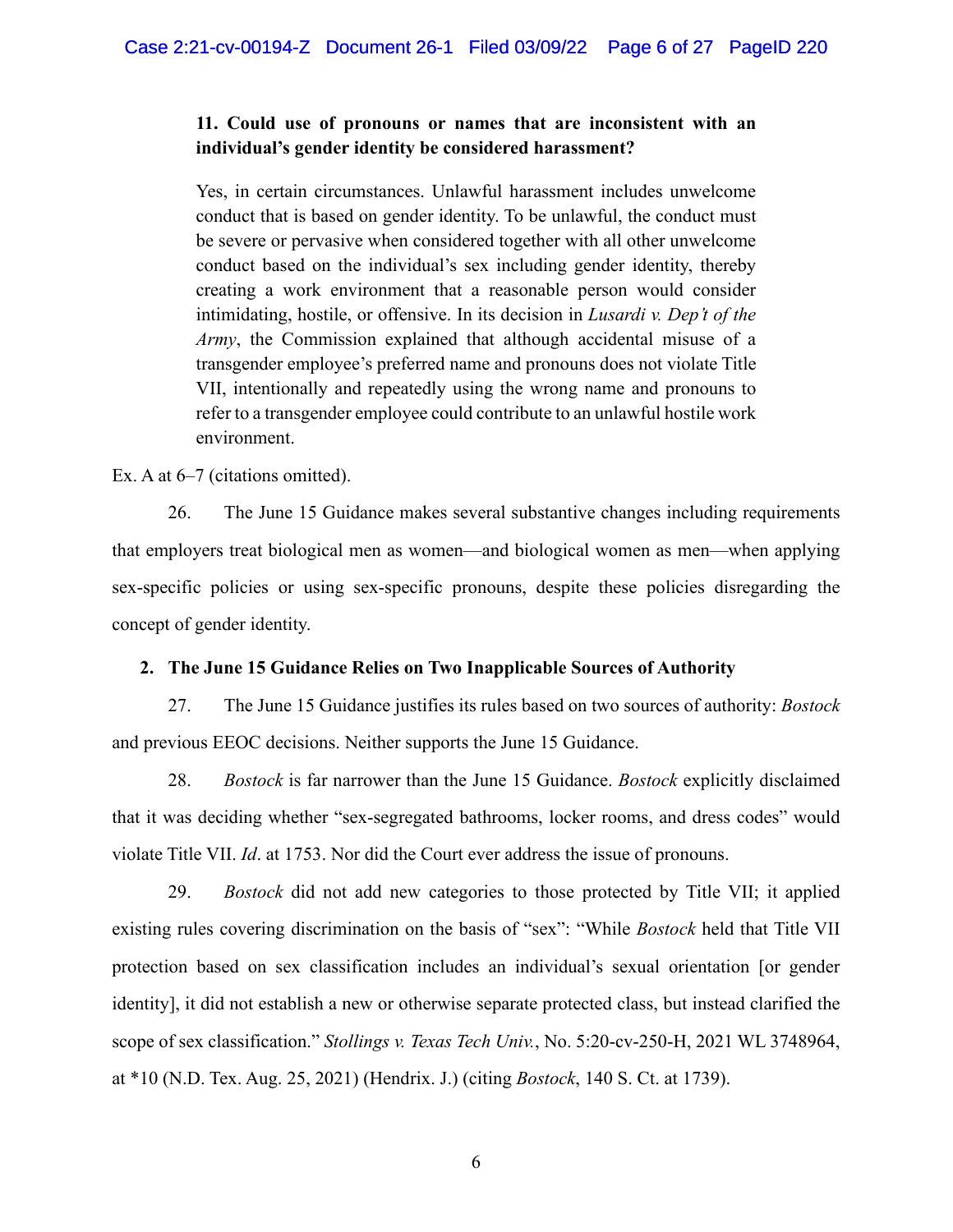> **11. Could use of pronouns or names that are inconsistent with an individual's gender identity be considered harassment?**
>
> Yes, in certain circumstances. Unlawful harassment includes unwelcome conduct that is based on gender identity. To be unlawful, the conduct must be severe or pervasive when considered together with all other unwelcome conduct based on the individual's sex including gender identity, thereby creating a work environment that a reasonable person would consider intimidating, hostile, or offensive. In its decision in *Lusardi v. Dep't of the Army*, the Commission explained that although accidental misuse of a transgender employee's preferred name and pronouns does not violate Title VII, intentionally and repeatedly using the wrong name and pronouns to refer to a transgender employee could contribute to an unlawful hostile work environment.

Ex. A at 6–7 (citations omitted).

26. The June 15 Guidance makes several substantive changes including requirements that employers treat biological men as women—and biological women as men—when applying sex-specific policies or using sex-specific pronouns, despite these policies disregarding the concept of gender identity.

**2. The June 15 Guidance Relies on Two Inapplicable Sources of Authority**

27. The June 15 Guidance justifies its rules based on two sources of authority: *Bostock* and previous EEOC decisions. Neither supports the June 15 Guidance.

28. *Bostock* is far narrower than the June 15 Guidance. *Bostock* explicitly disclaimed that it was deciding whether "sex-segregated bathrooms, locker rooms, and dress codes" would violate Title VII. *Id*. at 1753. Nor did the Court ever address the issue of pronouns.

29. *Bostock* did not add new categories to those protected by Title VII; it applied existing rules covering discrimination on the basis of "sex": "While *Bostock* held that Title VII protection based on sex classification includes an individual's sexual orientation [or gender identity], it did not establish a new or otherwise separate protected class, but instead clarified the scope of sex classification." *Stollings v. Texas Tech Univ.*, No. 5:20-cv-250-H, 2021 WL 3748964, at *10 (N.D. Tex. Aug. 25, 2021) (Hendrix. J.) (citing *Bostock*, 140 S. Ct. at 1739).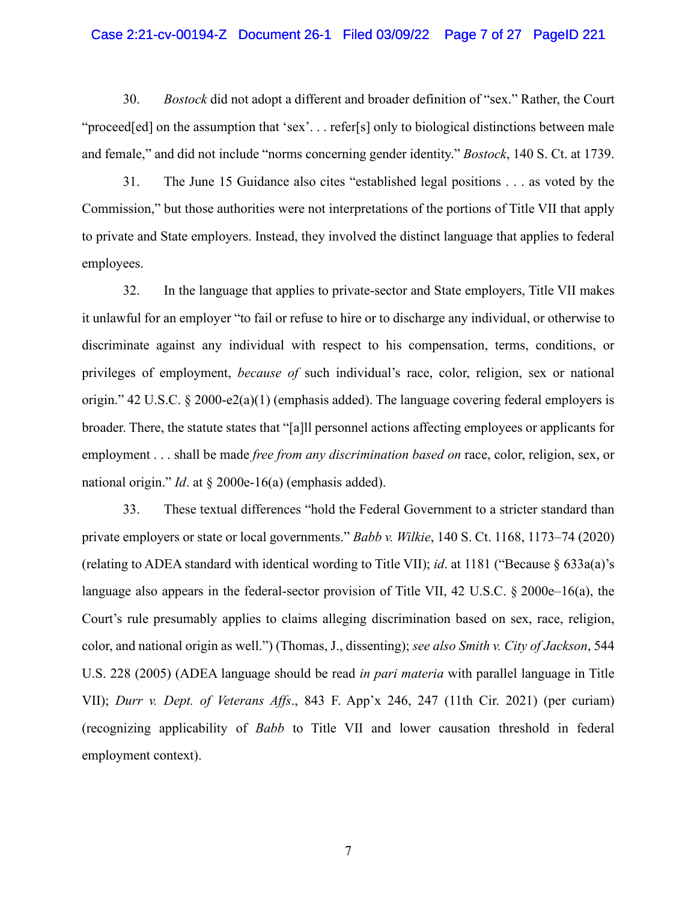30. *Bostock* did not adopt a different and broader definition of "sex." Rather, the Court "proceed[ed] on the assumption that 'sex'. . . refer[s] only to biological distinctions between male and female," and did not include "norms concerning gender identity." *Bostock*, 140 S. Ct. at 1739.

31. The June 15 Guidance also cites "established legal positions . . . as voted by the Commission," but those authorities were not interpretations of the portions of Title VII that apply to private and State employers. Instead, they involved the distinct language that applies to federal employees.

32. In the language that applies to private-sector and State employers, Title VII makes it unlawful for an employer "to fail or refuse to hire or to discharge any individual, or otherwise to discriminate against any individual with respect to his compensation, terms, conditions, or privileges of employment, *because of* such individual's race, color, religion, sex or national origin." 42 U.S.C. § 2000-e2(a)(1) (emphasis added). The language covering federal employers is broader. There, the statute states that "[a]ll personnel actions affecting employees or applicants for employment . . . shall be made *free from any discrimination based on* race, color, religion, sex, or national origin." *Id*. at § 2000e-16(a) (emphasis added).

33. These textual differences "hold the Federal Government to a stricter standard than private employers or state or local governments." *Babb v. Wilkie*, 140 S. Ct. 1168, 1173–74 (2020) (relating to ADEA standard with identical wording to Title VII); *id*. at 1181 ("Because § 633a(a)'s language also appears in the federal-sector provision of Title VII, 42 U.S.C. § 2000e–16(a), the Court's rule presumably applies to claims alleging discrimination based on sex, race, religion, color, and national origin as well.") (Thomas, J., dissenting); *see also Smith v. City of Jackson*, 544 U.S. 228 (2005) (ADEA language should be read *in pari materia* with parallel language in Title VII); *Durr v. Dept. of Veterans Affs*., 843 F. App'x 246, 247 (11th Cir. 2021) (per curiam) (recognizing applicability of *Babb* to Title VII and lower causation threshold in federal employment context).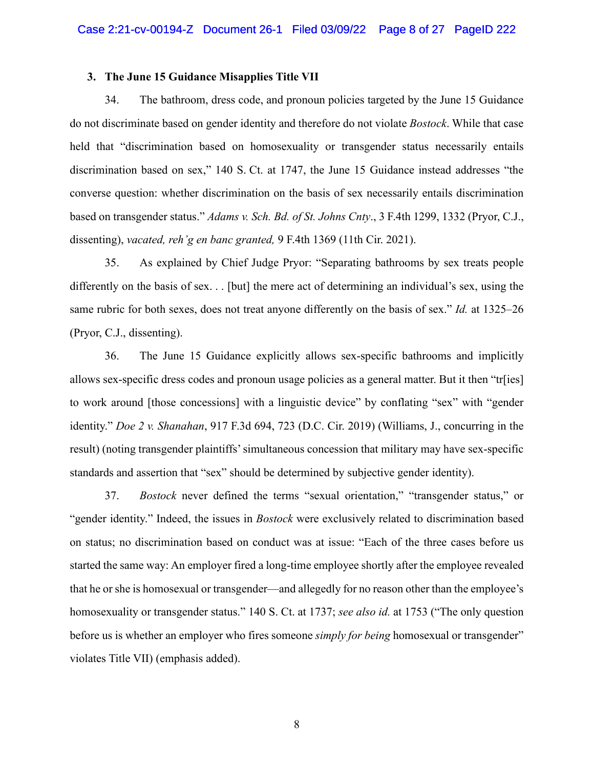### 3. The June 15 Guidance Misapplies Title VII

34. The bathroom, dress code, and pronoun policies targeted by the June 15 Guidance do not discriminate based on gender identity and therefore do not violate *Bostock*. While that case held that "discrimination based on homosexuality or transgender status necessarily entails discrimination based on sex," 140 S. Ct. at 1747, the June 15 Guidance instead addresses "the converse question: whether discrimination on the basis of sex necessarily entails discrimination based on transgender status." *Adams v. Sch. Bd. of St. Johns Cnty*., 3 F.4th 1299, 1332 (Pryor, C.J., dissenting), *vacated, reh'g en banc granted,* 9 F.4th 1369 (11th Cir. 2021).

35. As explained by Chief Judge Pryor: "Separating bathrooms by sex treats people differently on the basis of sex. . . [but] the mere act of determining an individual's sex, using the same rubric for both sexes, does not treat anyone differently on the basis of sex." *Id.* at 1325–26 (Pryor, C.J., dissenting).

36. The June 15 Guidance explicitly allows sex-specific bathrooms and implicitly allows sex-specific dress codes and pronoun usage policies as a general matter. But it then "tr[ies] to work around [those concessions] with a linguistic device" by conflating "sex" with "gender identity." *Doe 2 v. Shanahan*, 917 F.3d 694, 723 (D.C. Cir. 2019) (Williams, J., concurring in the result) (noting transgender plaintiffs' simultaneous concession that military may have sex-specific standards and assertion that "sex" should be determined by subjective gender identity).

37. *Bostock* never defined the terms "sexual orientation," "transgender status," or "gender identity." Indeed, the issues in *Bostock* were exclusively related to discrimination based on status; no discrimination based on conduct was at issue: "Each of the three cases before us started the same way: An employer fired a long-time employee shortly after the employee revealed that he or she is homosexual or transgender—and allegedly for no reason other than the employee's homosexuality or transgender status." 140 S. Ct. at 1737; *see also id.* at 1753 ("The only question before us is whether an employer who fires someone *simply for being* homosexual or transgender" violates Title VII) (emphasis added).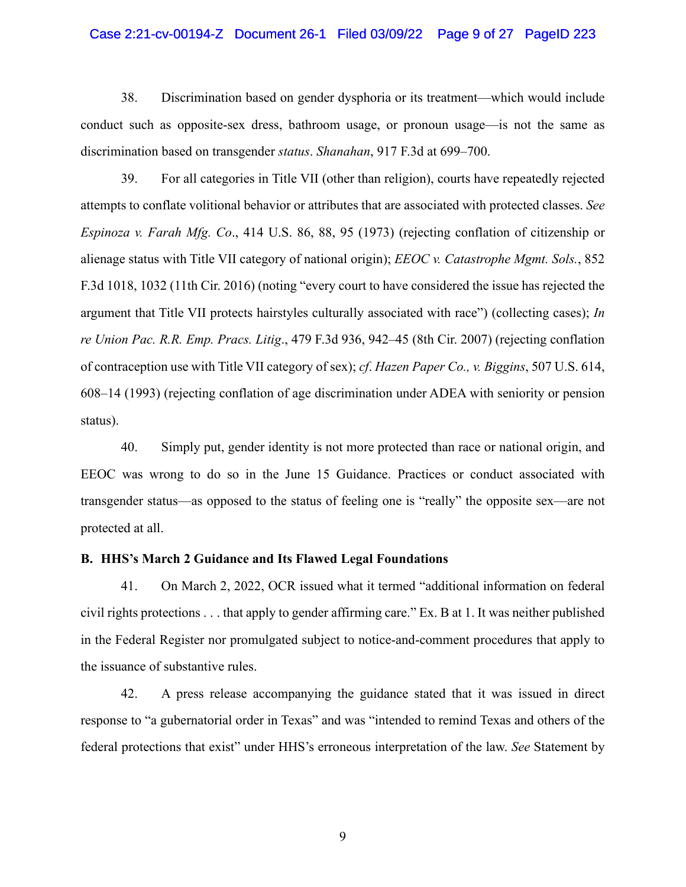38. Discrimination based on gender dysphoria or its treatment—which would include conduct such as opposite-sex dress, bathroom usage, or pronoun usage—is not the same as discrimination based on transgender *status*. *Shanahan*, 917 F.3d at 699–700.

39. For all categories in Title VII (other than religion), courts have repeatedly rejected attempts to conflate volitional behavior or attributes that are associated with protected classes. *See Espinoza v. Farah Mfg. Co*., 414 U.S. 86, 88, 95 (1973) (rejecting conflation of citizenship or alienage status with Title VII category of national origin); *EEOC v. Catastrophe Mgmt. Sols.*, 852 F.3d 1018, 1032 (11th Cir. 2016) (noting "every court to have considered the issue has rejected the argument that Title VII protects hairstyles culturally associated with race") (collecting cases); *In re Union Pac. R.R. Emp. Pracs. Litig*., 479 F.3d 936, 942–45 (8th Cir. 2007) (rejecting conflation of contraception use with Title VII category of sex); *cf*. *Hazen Paper Co., v. Biggins*, 507 U.S. 614, 608–14 (1993) (rejecting conflation of age discrimination under ADEA with seniority or pension status).

40. Simply put, gender identity is not more protected than race or national origin, and EEOC was wrong to do so in the June 15 Guidance. Practices or conduct associated with transgender status—as opposed to the status of feeling one is "really" the opposite sex—are not protected at all.

**B. HHS's March 2 Guidance and Its Flawed Legal Foundations**

41. On March 2, 2022, OCR issued what it termed "additional information on federal civil rights protections . . . that apply to gender affirming care." Ex. B at 1. It was neither published in the Federal Register nor promulgated subject to notice-and-comment procedures that apply to the issuance of substantive rules.

42. A press release accompanying the guidance stated that it was issued in direct response to "a gubernatorial order in Texas" and was "intended to remind Texas and others of the federal protections that exist" under HHS's erroneous interpretation of the law. *See* Statement by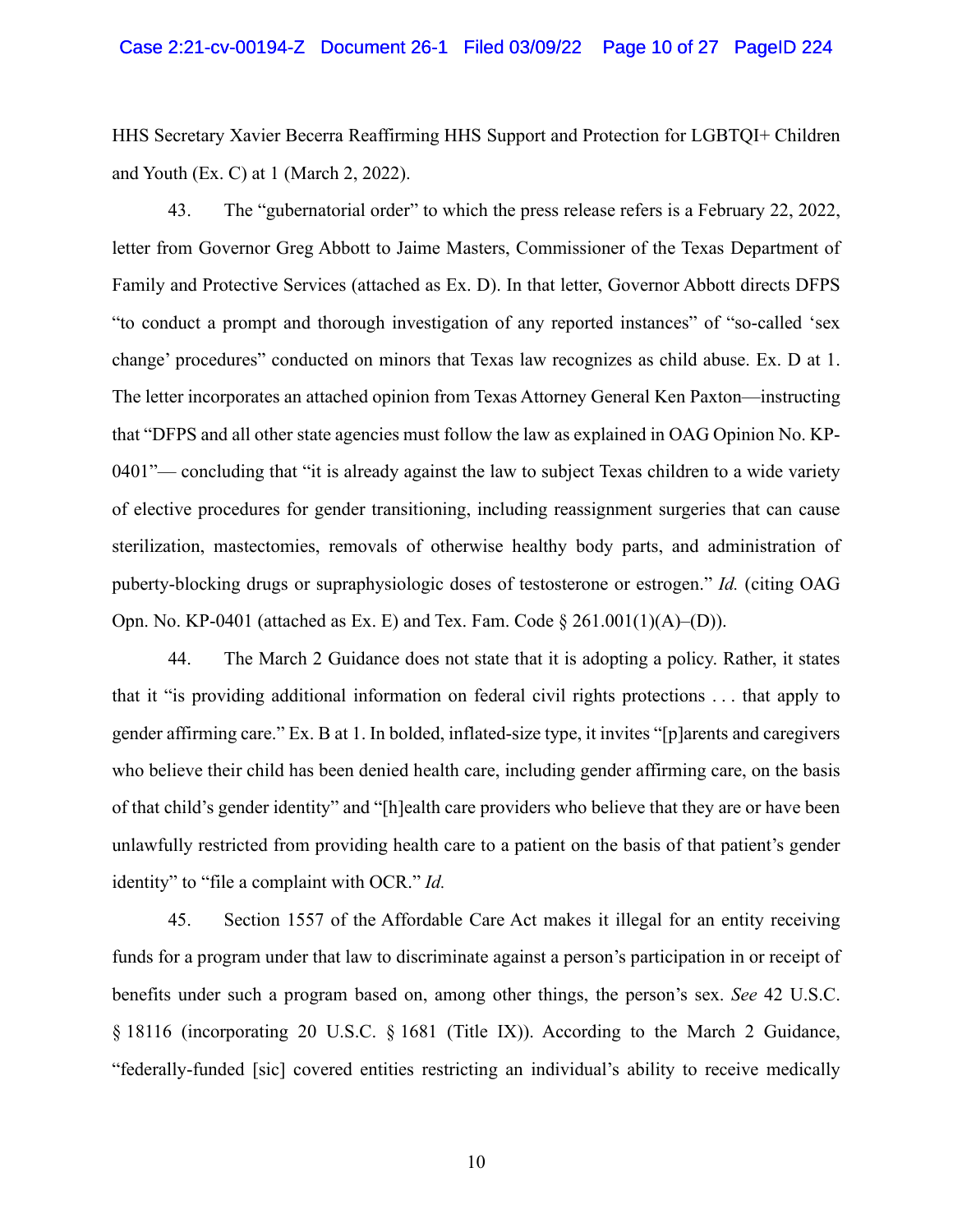HHS Secretary Xavier Becerra Reaffirming HHS Support and Protection for LGBTQI+ Children and Youth (Ex. C) at 1 (March 2, 2022).

43. The "gubernatorial order" to which the press release refers is a February 22, 2022, letter from Governor Greg Abbott to Jaime Masters, Commissioner of the Texas Department of Family and Protective Services (attached as Ex. D). In that letter, Governor Abbott directs DFPS "to conduct a prompt and thorough investigation of any reported instances" of "so-called 'sex change' procedures" conducted on minors that Texas law recognizes as child abuse. Ex. D at 1. The letter incorporates an attached opinion from Texas Attorney General Ken Paxton—instructing that "DFPS and all other state agencies must follow the law as explained in OAG Opinion No. KP-0401"— concluding that "it is already against the law to subject Texas children to a wide variety of elective procedures for gender transitioning, including reassignment surgeries that can cause sterilization, mastectomies, removals of otherwise healthy body parts, and administration of puberty-blocking drugs or supraphysiologic doses of testosterone or estrogen." *Id.* (citing OAG Opn. No. KP-0401 (attached as Ex. E) and Tex. Fam. Code § 261.001(1)(A)–(D)).

44. The March 2 Guidance does not state that it is adopting a policy. Rather, it states that it "is providing additional information on federal civil rights protections . . . that apply to gender affirming care." Ex. B at 1. In bolded, inflated-size type, it invites "[p]arents and caregivers who believe their child has been denied health care, including gender affirming care, on the basis of that child's gender identity" and "[h]ealth care providers who believe that they are or have been unlawfully restricted from providing health care to a patient on the basis of that patient's gender identity" to "file a complaint with OCR." *Id.*

45. Section 1557 of the Affordable Care Act makes it illegal for an entity receiving funds for a program under that law to discriminate against a person's participation in or receipt of benefits under such a program based on, among other things, the person's sex. *See* 42 U.S.C. § 18116 (incorporating 20 U.S.C. § 1681 (Title IX)). According to the March 2 Guidance, "federally-funded [sic] covered entities restricting an individual's ability to receive medically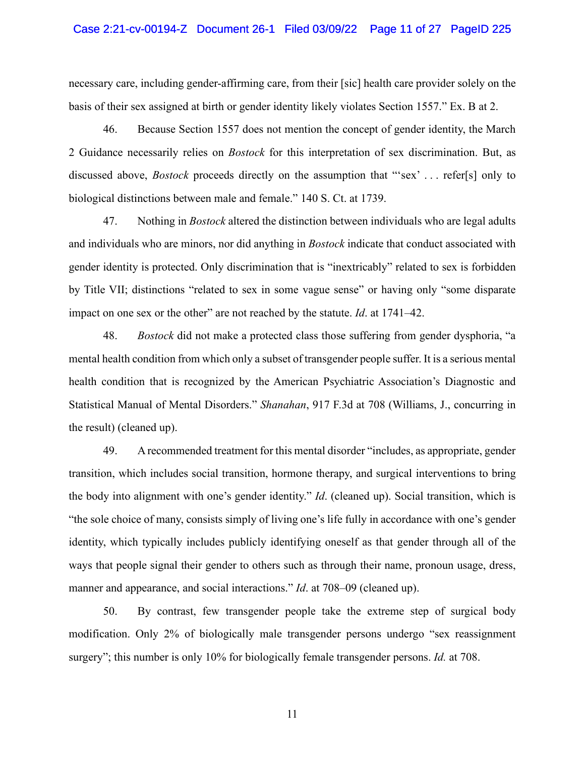necessary care, including gender-affirming care, from their [sic] health care provider solely on the basis of their sex assigned at birth or gender identity likely violates Section 1557." Ex. B at 2.

46. Because Section 1557 does not mention the concept of gender identity, the March 2 Guidance necessarily relies on *Bostock* for this interpretation of sex discrimination. But, as discussed above, *Bostock* proceeds directly on the assumption that "'sex' . . . refer[s] only to biological distinctions between male and female." 140 S. Ct. at 1739.

47. Nothing in *Bostock* altered the distinction between individuals who are legal adults and individuals who are minors, nor did anything in *Bostock* indicate that conduct associated with gender identity is protected. Only discrimination that is "inextricably" related to sex is forbidden by Title VII; distinctions "related to sex in some vague sense" or having only "some disparate impact on one sex or the other" are not reached by the statute. *Id*. at 1741–42.

48. *Bostock* did not make a protected class those suffering from gender dysphoria, "a mental health condition from which only a subset of transgender people suffer. It is a serious mental health condition that is recognized by the American Psychiatric Association's Diagnostic and Statistical Manual of Mental Disorders." *Shanahan*, 917 F.3d at 708 (Williams, J., concurring in the result) (cleaned up).

49. A recommended treatment for this mental disorder "includes, as appropriate, gender transition, which includes social transition, hormone therapy, and surgical interventions to bring the body into alignment with one's gender identity." *Id*. (cleaned up). Social transition, which is "the sole choice of many, consists simply of living one's life fully in accordance with one's gender identity, which typically includes publicly identifying oneself as that gender through all of the ways that people signal their gender to others such as through their name, pronoun usage, dress, manner and appearance, and social interactions." *Id*. at 708–09 (cleaned up).

50. By contrast, few transgender people take the extreme step of surgical body modification. Only 2% of biologically male transgender persons undergo "sex reassignment surgery"; this number is only 10% for biologically female transgender persons. *Id.* at 708.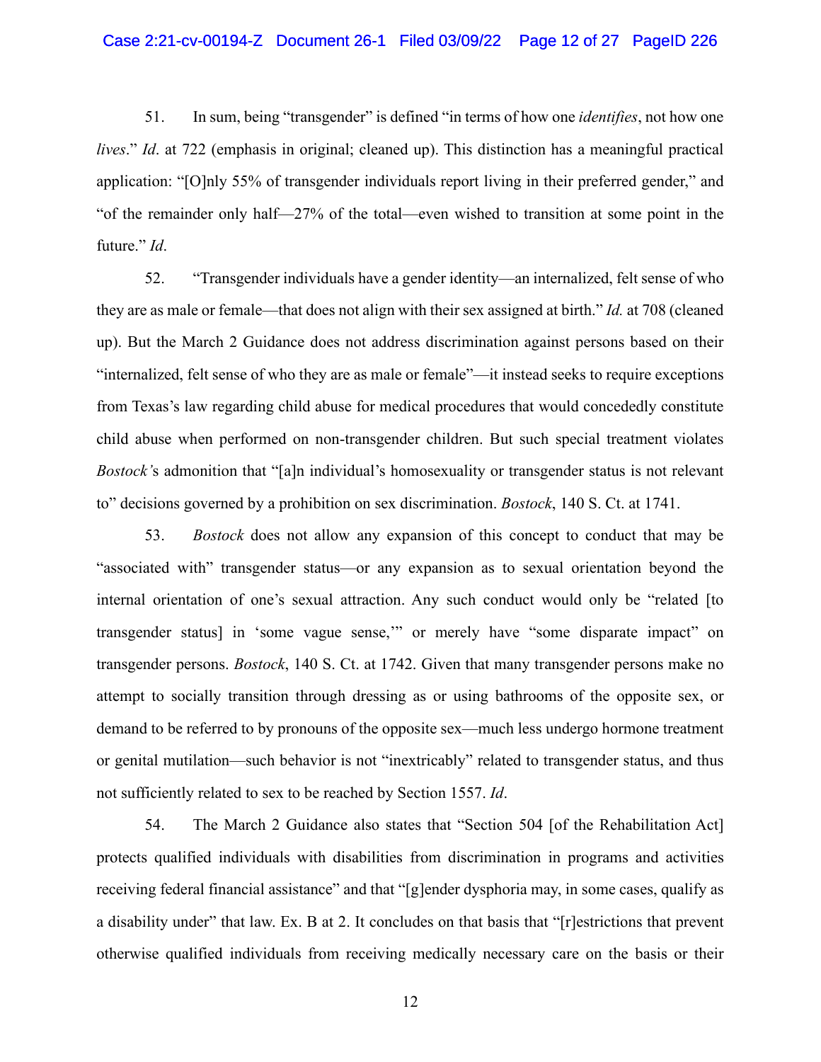51. In sum, being "transgender" is defined "in terms of how one *identifies*, not how one *lives*." *Id*. at 722 (emphasis in original; cleaned up). This distinction has a meaningful practical application: "[O]nly 55% of transgender individuals report living in their preferred gender," and "of the remainder only half—27% of the total—even wished to transition at some point in the future." *Id*.

52. "Transgender individuals have a gender identity—an internalized, felt sense of who they are as male or female—that does not align with their sex assigned at birth." *Id.* at 708 (cleaned up). But the March 2 Guidance does not address discrimination against persons based on their "internalized, felt sense of who they are as male or female"—it instead seeks to require exceptions from Texas's law regarding child abuse for medical procedures that would concededly constitute child abuse when performed on non-transgender children. But such special treatment violates *Bostock'*s admonition that "[a]n individual's homosexuality or transgender status is not relevant to" decisions governed by a prohibition on sex discrimination. *Bostock*, 140 S. Ct. at 1741.

53. *Bostock* does not allow any expansion of this concept to conduct that may be "associated with" transgender status—or any expansion as to sexual orientation beyond the internal orientation of one's sexual attraction. Any such conduct would only be "related [to transgender status] in 'some vague sense,'" or merely have "some disparate impact" on transgender persons. *Bostock*, 140 S. Ct. at 1742. Given that many transgender persons make no attempt to socially transition through dressing as or using bathrooms of the opposite sex, or demand to be referred to by pronouns of the opposite sex—much less undergo hormone treatment or genital mutilation—such behavior is not "inextricably" related to transgender status, and thus not sufficiently related to sex to be reached by Section 1557. *Id*.

54. The March 2 Guidance also states that "Section 504 [of the Rehabilitation Act] protects qualified individuals with disabilities from discrimination in programs and activities receiving federal financial assistance" and that "[g]ender dysphoria may, in some cases, qualify as a disability under" that law. Ex. B at 2. It concludes on that basis that "[r]estrictions that prevent otherwise qualified individuals from receiving medically necessary care on the basis or their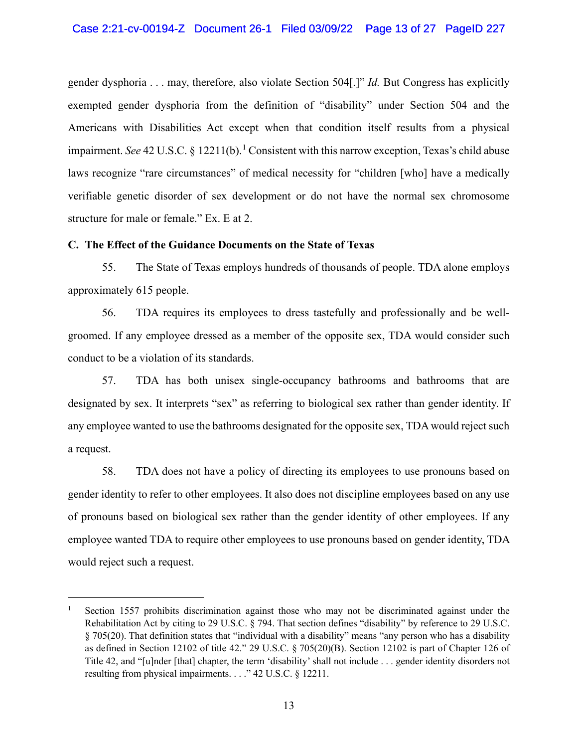gender dysphoria . . . may, therefore, also violate Section 504[.]" *Id.* But Congress has explicitly exempted gender dysphoria from the definition of "disability" under Section 504 and the Americans with Disabilities Act except when that condition itself results from a physical impairment. *See* 42 U.S.C. § 12211(b).[1] Consistent with this narrow exception, Texas's child abuse laws recognize "rare circumstances" of medical necessity for "children [who] have a medically verifiable genetic disorder of sex development or do not have the normal sex chromosome structure for male or female." Ex. E at 2.

**C. The Effect of the Guidance Documents on the State of Texas**

55. The State of Texas employs hundreds of thousands of people. TDA alone employs approximately 615 people.

56. TDA requires its employees to dress tastefully and professionally and be well-groomed. If any employee dressed as a member of the opposite sex, TDA would consider such conduct to be a violation of its standards.

57. TDA has both unisex single-occupancy bathrooms and bathrooms that are designated by sex. It interprets "sex" as referring to biological sex rather than gender identity. If any employee wanted to use the bathrooms designated for the opposite sex, TDA would reject such a request.

58. TDA does not have a policy of directing its employees to use pronouns based on gender identity to refer to other employees. It also does not discipline employees based on any use of pronouns based on biological sex rather than the gender identity of other employees. If any employee wanted TDA to require other employees to use pronouns based on gender identity, TDA would reject such a request.

---

[1] Section 1557 prohibits discrimination against those who may not be discriminated against under the Rehabilitation Act by citing to 29 U.S.C. § 794. That section defines "disability" by reference to 29 U.S.C. § 705(20). That definition states that "individual with a disability" means "any person who has a disability as defined in Section 12102 of title 42." 29 U.S.C. § 705(20)(B). Section 12102 is part of Chapter 126 of Title 42, and "[u]nder [that] chapter, the term 'disability' shall not include . . . gender identity disorders not resulting from physical impairments. . . ." 42 U.S.C. § 12211.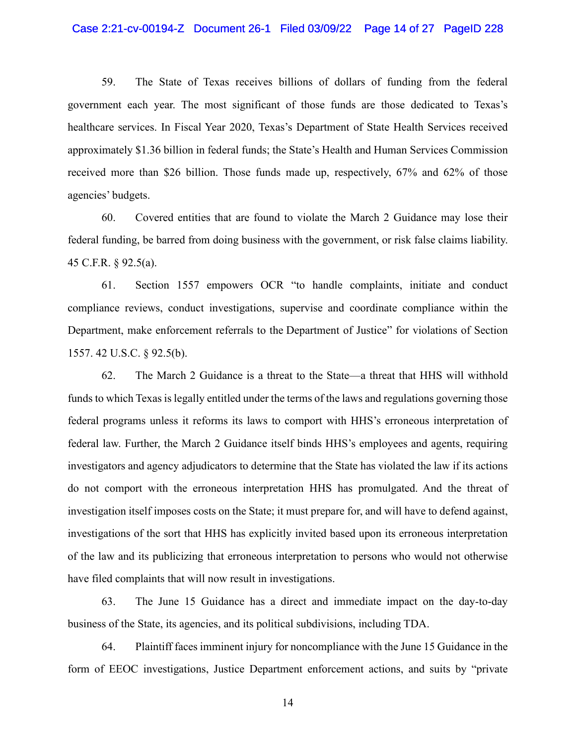59. The State of Texas receives billions of dollars of funding from the federal government each year. The most significant of those funds are those dedicated to Texas's healthcare services. In Fiscal Year 2020, Texas's Department of State Health Services received approximately $1.36 billion in federal funds; the State's Health and Human Services Commission received more than $26 billion. Those funds made up, respectively, 67% and 62% of those agencies' budgets.

60. Covered entities that are found to violate the March 2 Guidance may lose their federal funding, be barred from doing business with the government, or risk false claims liability. 45 C.F.R. § 92.5(a).

61. Section 1557 empowers OCR "to handle complaints, initiate and conduct compliance reviews, conduct investigations, supervise and coordinate compliance within the Department, make enforcement referrals to the Department of Justice" for violations of Section 1557. 42 U.S.C. § 92.5(b).

62. The March 2 Guidance is a threat to the State—a threat that HHS will withhold funds to which Texas is legally entitled under the terms of the laws and regulations governing those federal programs unless it reforms its laws to comport with HHS's erroneous interpretation of federal law. Further, the March 2 Guidance itself binds HHS's employees and agents, requiring investigators and agency adjudicators to determine that the State has violated the law if its actions do not comport with the erroneous interpretation HHS has promulgated. And the threat of investigation itself imposes costs on the State; it must prepare for, and will have to defend against, investigations of the sort that HHS has explicitly invited based upon its erroneous interpretation of the law and its publicizing that erroneous interpretation to persons who would not otherwise have filed complaints that will now result in investigations.

63. The June 15 Guidance has a direct and immediate impact on the day-to-day business of the State, its agencies, and its political subdivisions, including TDA.

64. Plaintiff faces imminent injury for noncompliance with the June 15 Guidance in the form of EEOC investigations, Justice Department enforcement actions, and suits by "private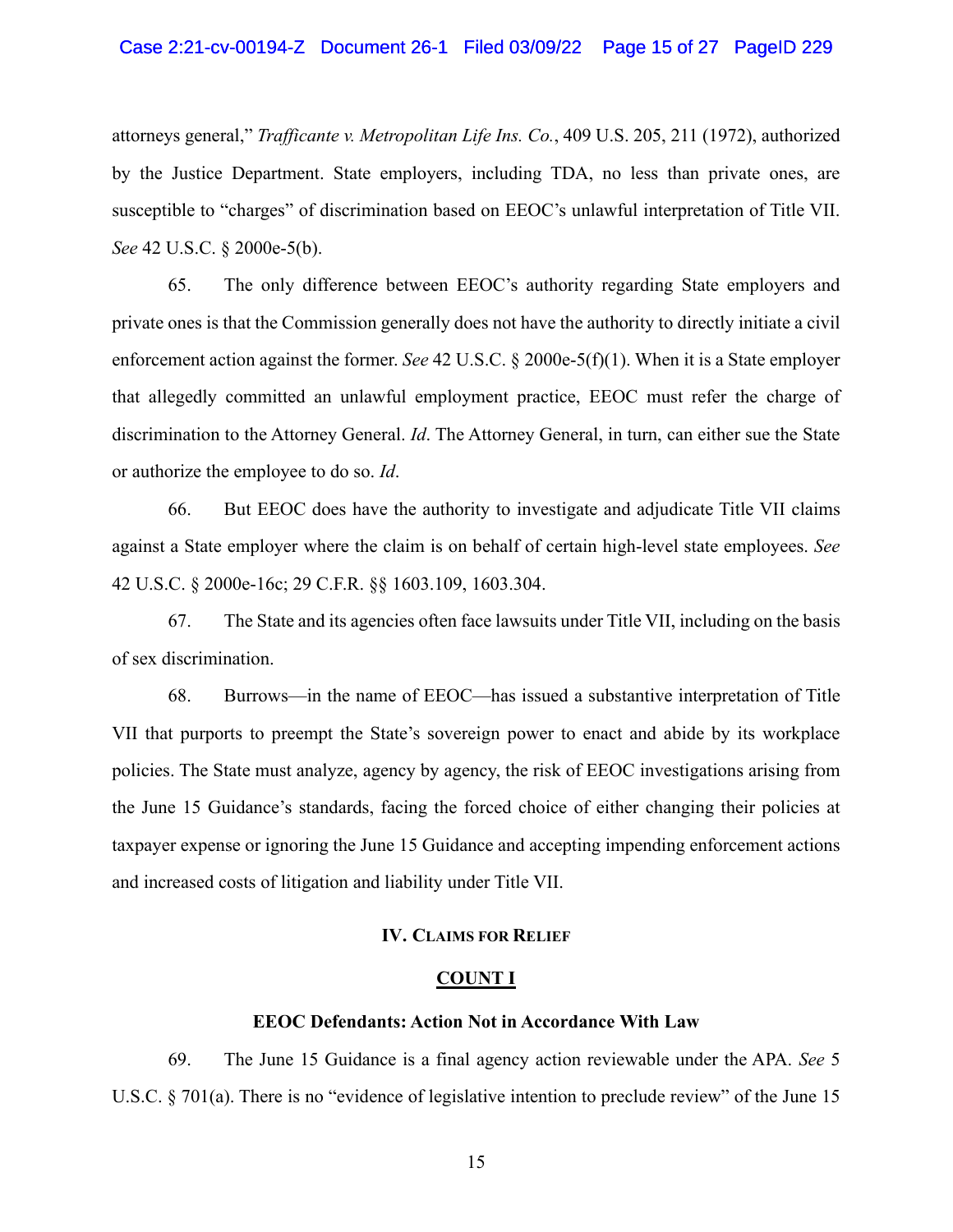attorneys general," *Trafficante v. Metropolitan Life Ins. Co.*, 409 U.S. 205, 211 (1972), authorized by the Justice Department. State employers, including TDA, no less than private ones, are susceptible to "charges" of discrimination based on EEOC's unlawful interpretation of Title VII. *See* 42 U.S.C. § 2000e-5(b).

65. The only difference between EEOC's authority regarding State employers and private ones is that the Commission generally does not have the authority to directly initiate a civil enforcement action against the former. *See* 42 U.S.C. § 2000e-5(f)(1). When it is a State employer that allegedly committed an unlawful employment practice, EEOC must refer the charge of discrimination to the Attorney General. *Id*. The Attorney General, in turn, can either sue the State or authorize the employee to do so. *Id*.

66. But EEOC does have the authority to investigate and adjudicate Title VII claims against a State employer where the claim is on behalf of certain high-level state employees. *See* 42 U.S.C. § 2000e-16c; 29 C.F.R. §§ 1603.109, 1603.304.

67. The State and its agencies often face lawsuits under Title VII, including on the basis of sex discrimination.

68. Burrows—in the name of EEOC—has issued a substantive interpretation of Title VII that purports to preempt the State's sovereign power to enact and abide by its workplace policies. The State must analyze, agency by agency, the risk of EEOC investigations arising from the June 15 Guidance's standards, facing the forced choice of either changing their policies at taxpayer expense or ignoring the June 15 Guidance and accepting impending enforcement actions and increased costs of litigation and liability under Title VII.

## IV. Claims for Relief

### COUNT I

### EEOC Defendants: Action Not in Accordance With Law

69. The June 15 Guidance is a final agency action reviewable under the APA. *See* 5 U.S.C. § 701(a). There is no "evidence of legislative intention to preclude review" of the June 15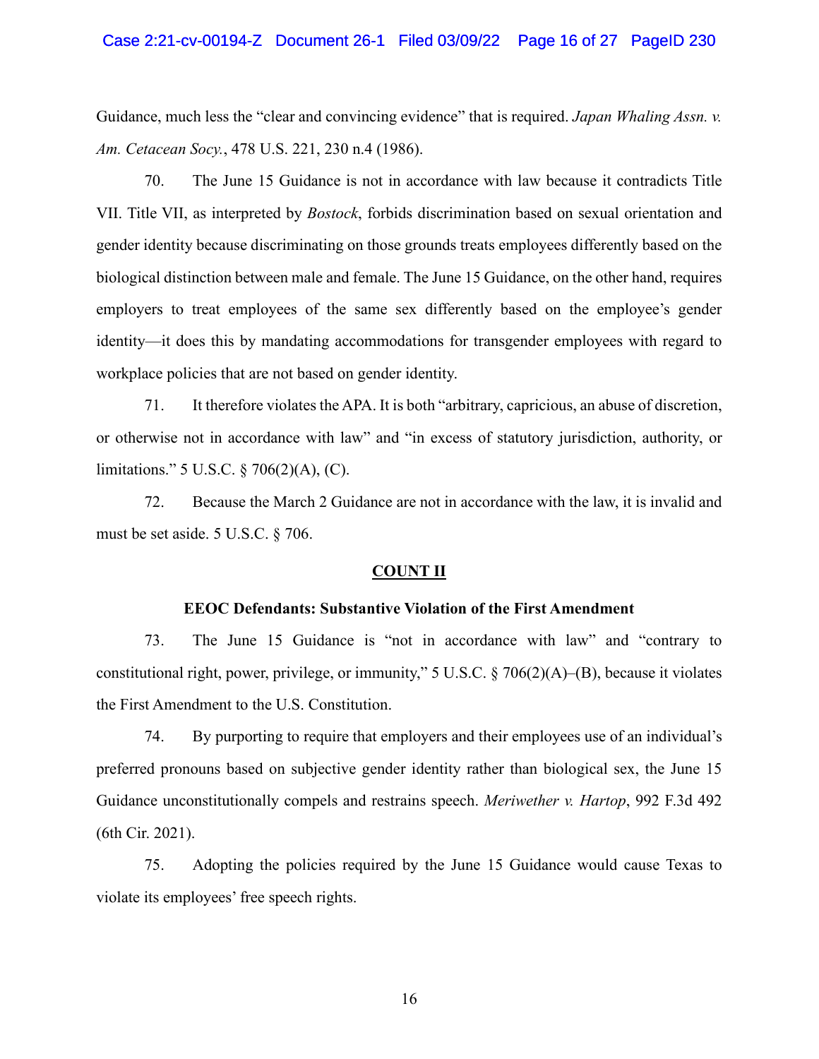Guidance, much less the "clear and convincing evidence" that is required. *Japan Whaling Assn. v. Am. Cetacean Socy.*, 478 U.S. 221, 230 n.4 (1986).

70. The June 15 Guidance is not in accordance with law because it contradicts Title VII. Title VII, as interpreted by *Bostock*, forbids discrimination based on sexual orientation and gender identity because discriminating on those grounds treats employees differently based on the biological distinction between male and female. The June 15 Guidance, on the other hand, requires employers to treat employees of the same sex differently based on the employee's gender identity—it does this by mandating accommodations for transgender employees with regard to workplace policies that are not based on gender identity.

71. It therefore violates the APA. It is both "arbitrary, capricious, an abuse of discretion, or otherwise not in accordance with law" and "in excess of statutory jurisdiction, authority, or limitations." 5 U.S.C. § 706(2)(A), (C).

72. Because the March 2 Guidance are not in accordance with the law, it is invalid and must be set aside. 5 U.S.C. § 706.

**COUNT II**

**EEOC Defendants: Substantive Violation of the First Amendment**

73. The June 15 Guidance is "not in accordance with law" and "contrary to constitutional right, power, privilege, or immunity," 5 U.S.C. § 706(2)(A)–(B), because it violates the First Amendment to the U.S. Constitution.

74. By purporting to require that employers and their employees use of an individual's preferred pronouns based on subjective gender identity rather than biological sex, the June 15 Guidance unconstitutionally compels and restrains speech. *Meriwether v. Hartop*, 992 F.3d 492 (6th Cir. 2021).

75. Adopting the policies required by the June 15 Guidance would cause Texas to violate its employees' free speech rights.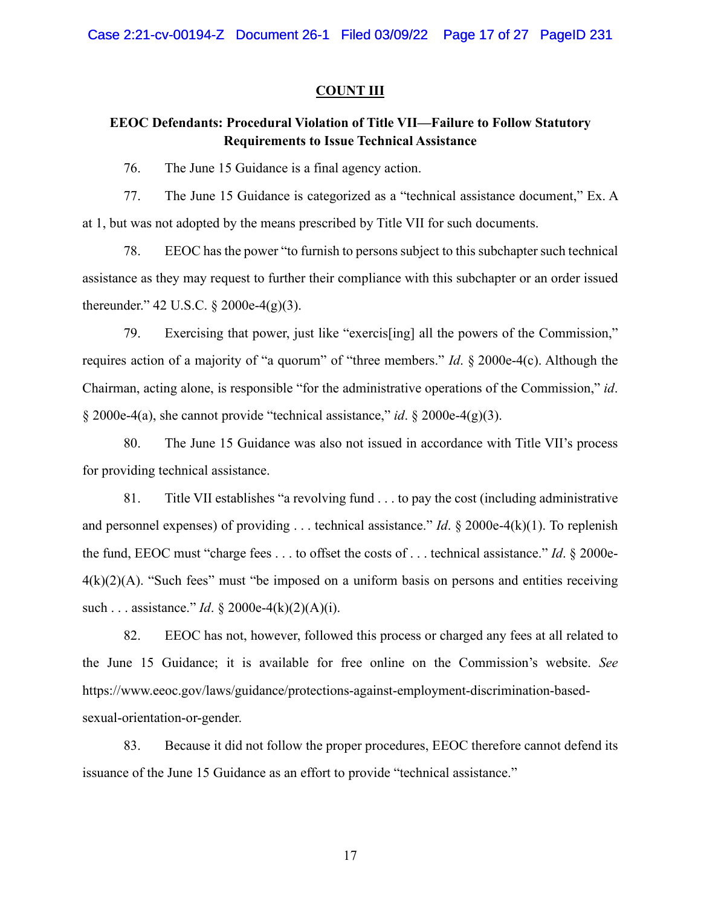## COUNT III

### EEOC Defendants: Procedural Violation of Title VII—Failure to Follow Statutory Requirements to Issue Technical Assistance

76. The June 15 Guidance is a final agency action.

77. The June 15 Guidance is categorized as a "technical assistance document," Ex. A at 1, but was not adopted by the means prescribed by Title VII for such documents.

78. EEOC has the power "to furnish to persons subject to this subchapter such technical assistance as they may request to further their compliance with this subchapter or an order issued thereunder." 42 U.S.C. § 2000e-4(g)(3).

79. Exercising that power, just like "exercis[ing] all the powers of the Commission," requires action of a majority of "a quorum" of "three members." *Id*. § 2000e-4(c). Although the Chairman, acting alone, is responsible "for the administrative operations of the Commission," *id*. § 2000e-4(a), she cannot provide "technical assistance," *id*. § 2000e-4(g)(3).

80. The June 15 Guidance was also not issued in accordance with Title VII's process for providing technical assistance.

81. Title VII establishes "a revolving fund . . . to pay the cost (including administrative and personnel expenses) of providing . . . technical assistance." *Id*. § 2000e-4(k)(1). To replenish the fund, EEOC must "charge fees . . . to offset the costs of . . . technical assistance." *Id*. § 2000e-4(k)(2)(A). "Such fees" must "be imposed on a uniform basis on persons and entities receiving such . . . assistance." *Id*. § 2000e-4(k)(2)(A)(i).

82. EEOC has not, however, followed this process or charged any fees at all related to the June 15 Guidance; it is available for free online on the Commission's website. *See* https://www.eeoc.gov/laws/guidance/protections-against-employment-discrimination-based-sexual-orientation-or-gender.

83. Because it did not follow the proper procedures, EEOC therefore cannot defend its issuance of the June 15 Guidance as an effort to provide "technical assistance."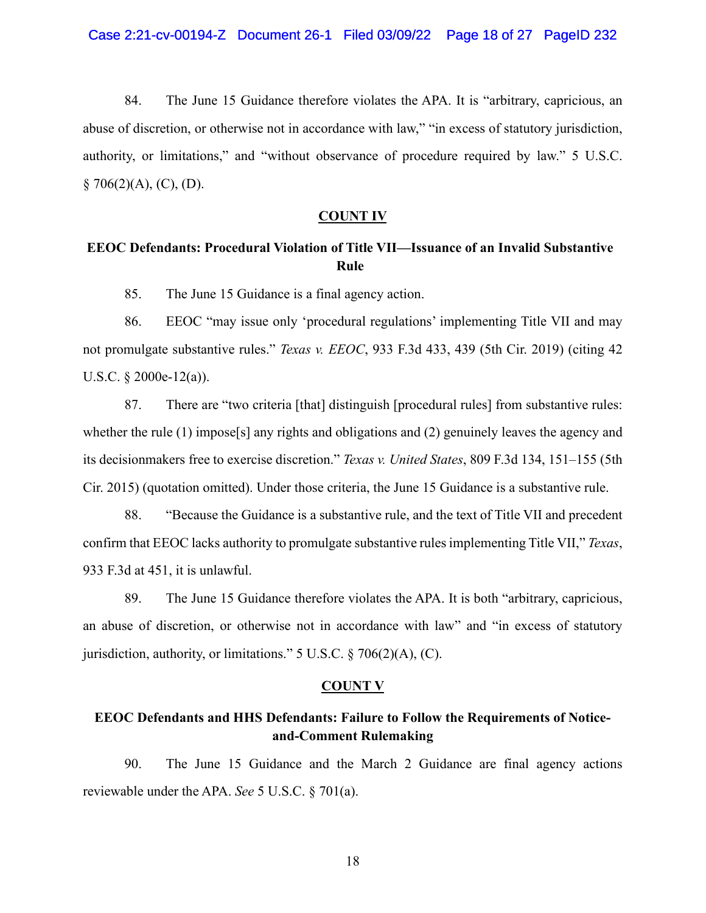84. The June 15 Guidance therefore violates the APA. It is "arbitrary, capricious, an abuse of discretion, or otherwise not in accordance with law," "in excess of statutory jurisdiction, authority, or limitations," and "without observance of procedure required by law." 5 U.S.C. § 706(2)(A), (C), (D).

**COUNT IV**

**EEOC Defendants: Procedural Violation of Title VII—Issuance of an Invalid Substantive Rule**

85. The June 15 Guidance is a final agency action.

86. EEOC "may issue only 'procedural regulations' implementing Title VII and may not promulgate substantive rules." *Texas v. EEOC*, 933 F.3d 433, 439 (5th Cir. 2019) (citing 42 U.S.C. § 2000e-12(a)).

87. There are "two criteria [that] distinguish [procedural rules] from substantive rules: whether the rule (1) impose[s] any rights and obligations and (2) genuinely leaves the agency and its decisionmakers free to exercise discretion." *Texas v. United States*, 809 F.3d 134, 151–155 (5th Cir. 2015) (quotation omitted). Under those criteria, the June 15 Guidance is a substantive rule.

88. "Because the Guidance is a substantive rule, and the text of Title VII and precedent confirm that EEOC lacks authority to promulgate substantive rules implementing Title VII," *Texas*, 933 F.3d at 451, it is unlawful.

89. The June 15 Guidance therefore violates the APA. It is both "arbitrary, capricious, an abuse of discretion, or otherwise not in accordance with law" and "in excess of statutory jurisdiction, authority, or limitations." 5 U.S.C. § 706(2)(A), (C).

**COUNT V**

**EEOC Defendants and HHS Defendants: Failure to Follow the Requirements of Notice-and-Comment Rulemaking**

90. The June 15 Guidance and the March 2 Guidance are final agency actions reviewable under the APA. *See* 5 U.S.C. § 701(a).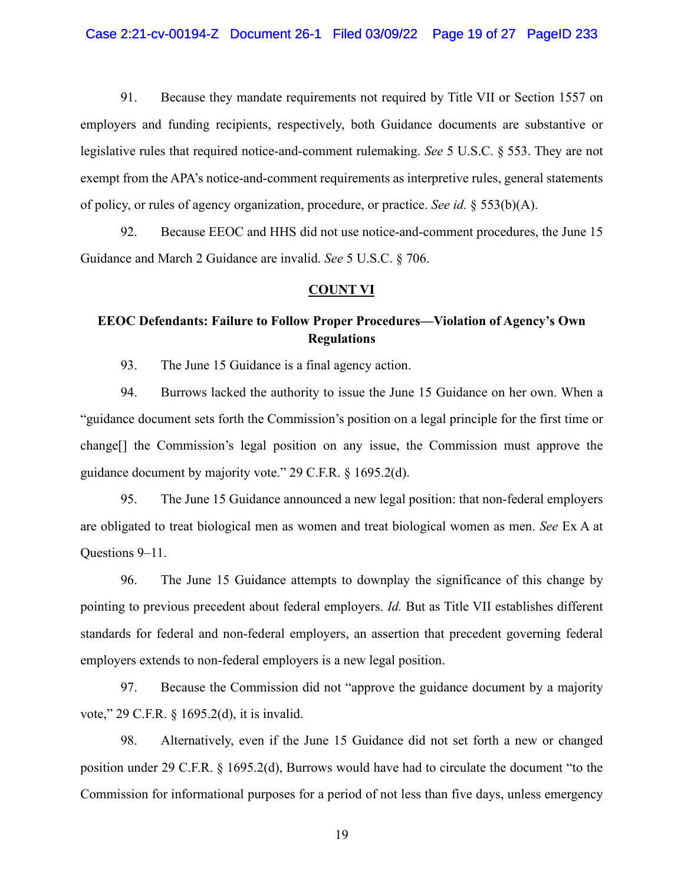91. Because they mandate requirements not required by Title VII or Section 1557 on employers and funding recipients, respectively, both Guidance documents are substantive or legislative rules that required notice-and-comment rulemaking. *See* 5 U.S.C. § 553. They are not exempt from the APA's notice-and-comment requirements as interpretive rules, general statements of policy, or rules of agency organization, procedure, or practice. *See id.* § 553(b)(A).

92. Because EEOC and HHS did not use notice-and-comment procedures, the June 15 Guidance and March 2 Guidance are invalid. *See* 5 U.S.C. § 706.

**COUNT VI**

**EEOC Defendants: Failure to Follow Proper Procedures—Violation of Agency's Own Regulations**

93. The June 15 Guidance is a final agency action.

94. Burrows lacked the authority to issue the June 15 Guidance on her own. When a "guidance document sets forth the Commission's position on a legal principle for the first time or change[] the Commission's legal position on any issue, the Commission must approve the guidance document by majority vote." 29 C.F.R. § 1695.2(d).

95. The June 15 Guidance announced a new legal position: that non-federal employers are obligated to treat biological men as women and treat biological women as men. *See* Ex A at Questions 9–11.

96. The June 15 Guidance attempts to downplay the significance of this change by pointing to previous precedent about federal employers. *Id.* But as Title VII establishes different standards for federal and non-federal employers, an assertion that precedent governing federal employers extends to non-federal employers is a new legal position.

97. Because the Commission did not "approve the guidance document by a majority vote," 29 C.F.R. § 1695.2(d), it is invalid.

98. Alternatively, even if the June 15 Guidance did not set forth a new or changed position under 29 C.F.R. § 1695.2(d), Burrows would have had to circulate the document "to the Commission for informational purposes for a period of not less than five days, unless emergency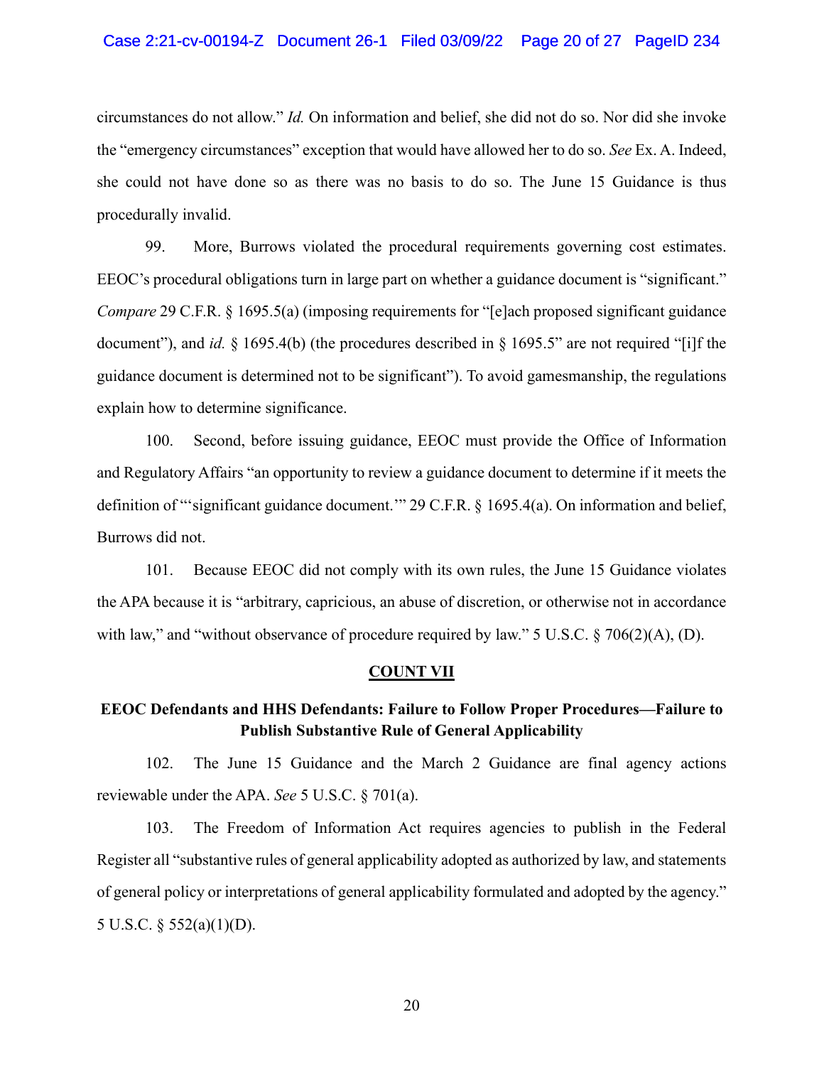circumstances do not allow." *Id.* On information and belief, she did not do so. Nor did she invoke the "emergency circumstances" exception that would have allowed her to do so. *See* Ex. A. Indeed, she could not have done so as there was no basis to do so. The June 15 Guidance is thus procedurally invalid.

99. More, Burrows violated the procedural requirements governing cost estimates. EEOC's procedural obligations turn in large part on whether a guidance document is "significant." *Compare* 29 C.F.R. § 1695.5(a) (imposing requirements for "[e]ach proposed significant guidance document"), and *id.* § 1695.4(b) (the procedures described in § 1695.5" are not required "[i]f the guidance document is determined not to be significant"). To avoid gamesmanship, the regulations explain how to determine significance.

100. Second, before issuing guidance, EEOC must provide the Office of Information and Regulatory Affairs "an opportunity to review a guidance document to determine if it meets the definition of "'significant guidance document.'" 29 C.F.R. § 1695.4(a). On information and belief, Burrows did not.

101. Because EEOC did not comply with its own rules, the June 15 Guidance violates the APA because it is "arbitrary, capricious, an abuse of discretion, or otherwise not in accordance with law," and "without observance of procedure required by law." 5 U.S.C. § 706(2)(A), (D).

## COUNT VII

### EEOC Defendants and HHS Defendants: Failure to Follow Proper Procedures—Failure to Publish Substantive Rule of General Applicability

102. The June 15 Guidance and the March 2 Guidance are final agency actions reviewable under the APA. *See* 5 U.S.C. § 701(a).

103. The Freedom of Information Act requires agencies to publish in the Federal Register all "substantive rules of general applicability adopted as authorized by law, and statements of general policy or interpretations of general applicability formulated and adopted by the agency." 5 U.S.C. § 552(a)(1)(D).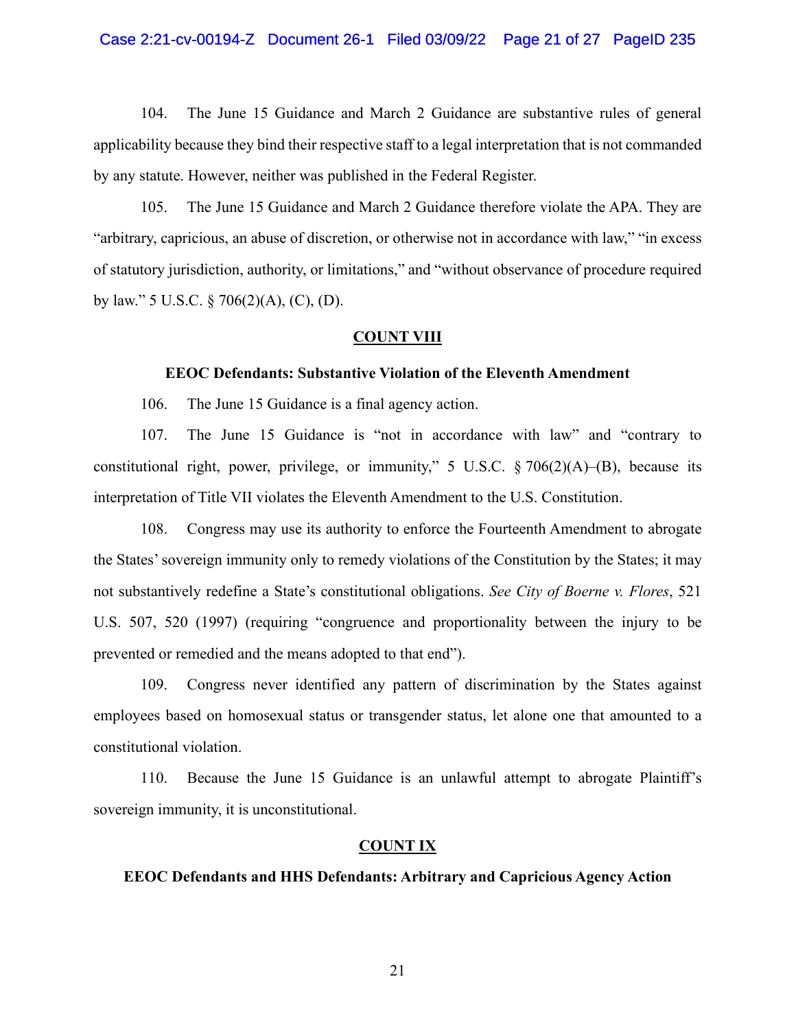104. The June 15 Guidance and March 2 Guidance are substantive rules of general applicability because they bind their respective staff to a legal interpretation that is not commanded by any statute. However, neither was published in the Federal Register.

105. The June 15 Guidance and March 2 Guidance therefore violate the APA. They are "arbitrary, capricious, an abuse of discretion, or otherwise not in accordance with law," "in excess of statutory jurisdiction, authority, or limitations," and "without observance of procedure required by law." 5 U.S.C. § 706(2)(A), (C), (D).

## COUNT VIII

### EEOC Defendants: Substantive Violation of the Eleventh Amendment

106. The June 15 Guidance is a final agency action.

107. The June 15 Guidance is "not in accordance with law" and "contrary to constitutional right, power, privilege, or immunity," 5 U.S.C. § 706(2)(A)–(B), because its interpretation of Title VII violates the Eleventh Amendment to the U.S. Constitution.

108. Congress may use its authority to enforce the Fourteenth Amendment to abrogate the States' sovereign immunity only to remedy violations of the Constitution by the States; it may not substantively redefine a State's constitutional obligations. *See City of Boerne v. Flores*, 521 U.S. 507, 520 (1997) (requiring "congruence and proportionality between the injury to be prevented or remedied and the means adopted to that end").

109. Congress never identified any pattern of discrimination by the States against employees based on homosexual status or transgender status, let alone one that amounted to a constitutional violation.

110. Because the June 15 Guidance is an unlawful attempt to abrogate Plaintiff's sovereign immunity, it is unconstitutional.

## COUNT IX

### EEOC Defendants and HHS Defendants: Arbitrary and Capricious Agency Action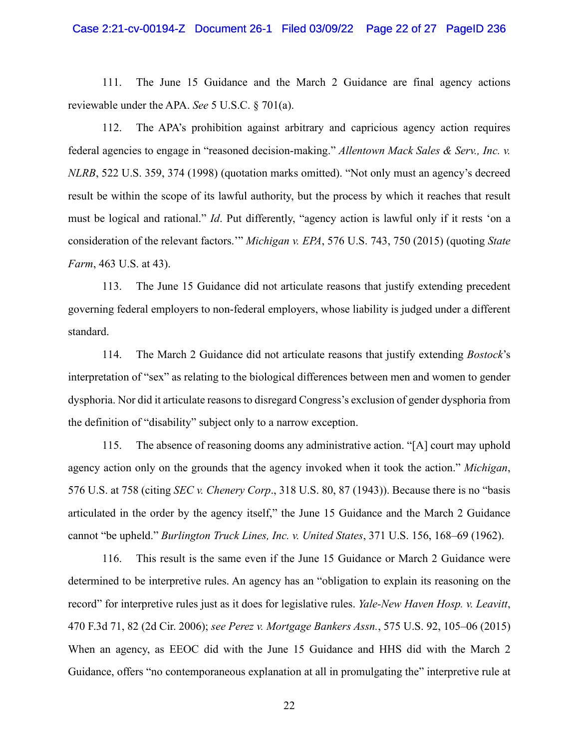111. The June 15 Guidance and the March 2 Guidance are final agency actions reviewable under the APA. *See* 5 U.S.C. § 701(a).

112. The APA's prohibition against arbitrary and capricious agency action requires federal agencies to engage in "reasoned decision-making." *Allentown Mack Sales & Serv., Inc. v. NLRB*, 522 U.S. 359, 374 (1998) (quotation marks omitted). "Not only must an agency's decreed result be within the scope of its lawful authority, but the process by which it reaches that result must be logical and rational." *Id*. Put differently, "agency action is lawful only if it rests 'on a consideration of the relevant factors.'" *Michigan v. EPA*, 576 U.S. 743, 750 (2015) (quoting *State Farm*, 463 U.S. at 43).

113. The June 15 Guidance did not articulate reasons that justify extending precedent governing federal employers to non-federal employers, whose liability is judged under a different standard.

114. The March 2 Guidance did not articulate reasons that justify extending *Bostock*'s interpretation of "sex" as relating to the biological differences between men and women to gender dysphoria. Nor did it articulate reasons to disregard Congress's exclusion of gender dysphoria from the definition of "disability" subject only to a narrow exception.

115. The absence of reasoning dooms any administrative action. "[A] court may uphold agency action only on the grounds that the agency invoked when it took the action." *Michigan*, 576 U.S. at 758 (citing *SEC v. Chenery Corp*., 318 U.S. 80, 87 (1943)). Because there is no "basis articulated in the order by the agency itself," the June 15 Guidance and the March 2 Guidance cannot "be upheld." *Burlington Truck Lines, Inc. v. United States*, 371 U.S. 156, 168–69 (1962).

116. This result is the same even if the June 15 Guidance or March 2 Guidance were determined to be interpretive rules. An agency has an "obligation to explain its reasoning on the record" for interpretive rules just as it does for legislative rules. *Yale-New Haven Hosp. v. Leavitt*, 470 F.3d 71, 82 (2d Cir. 2006); *see Perez v. Mortgage Bankers Assn.*, 575 U.S. 92, 105–06 (2015) When an agency, as EEOC did with the June 15 Guidance and HHS did with the March 2 Guidance, offers "no contemporaneous explanation at all in promulgating the" interpretive rule at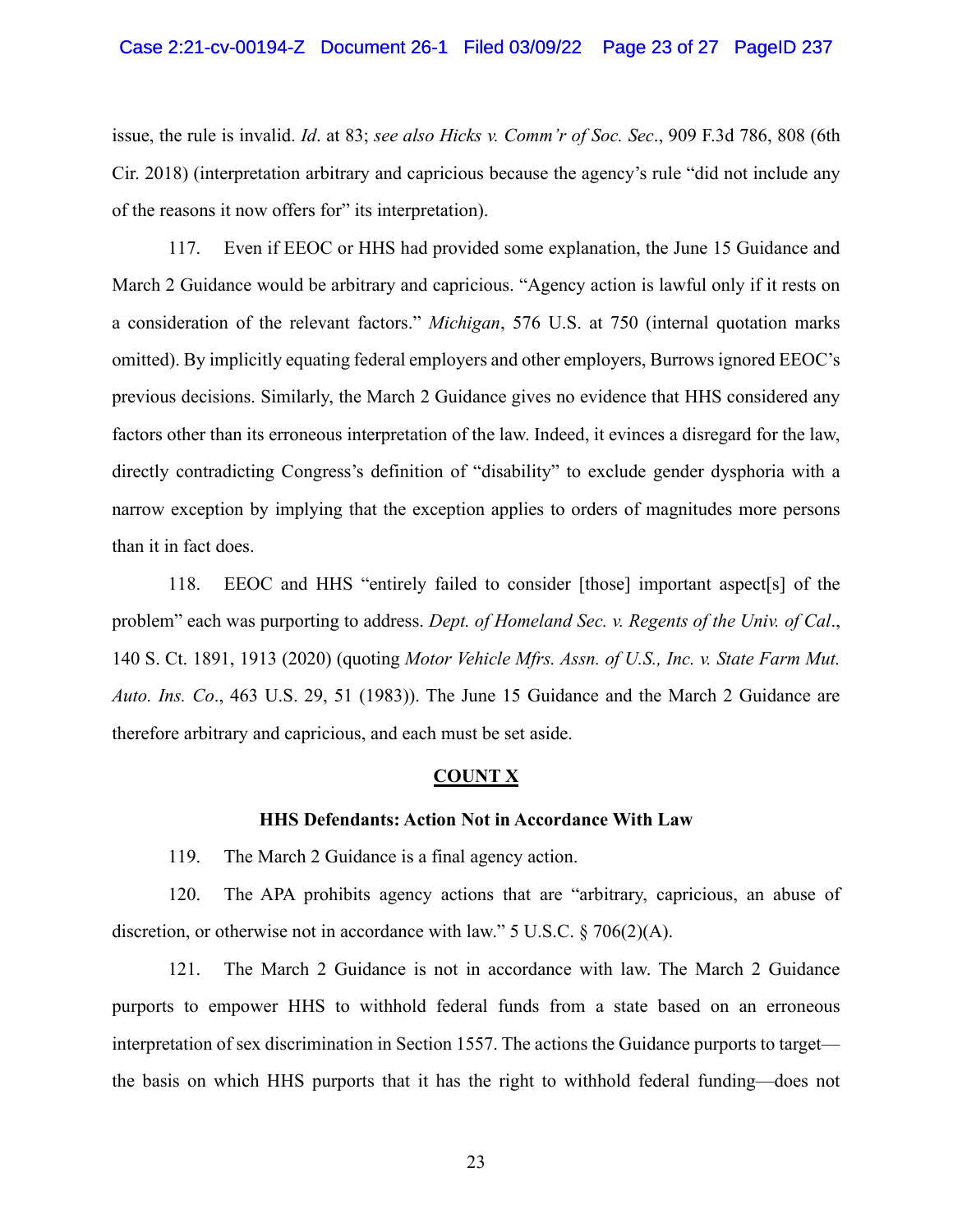issue, the rule is invalid. *Id*. at 83; *see also Hicks v. Comm'r of Soc. Sec*., 909 F.3d 786, 808 (6th Cir. 2018) (interpretation arbitrary and capricious because the agency's rule "did not include any of the reasons it now offers for" its interpretation).

117. Even if EEOC or HHS had provided some explanation, the June 15 Guidance and March 2 Guidance would be arbitrary and capricious. "Agency action is lawful only if it rests on a consideration of the relevant factors." *Michigan*, 576 U.S. at 750 (internal quotation marks omitted). By implicitly equating federal employers and other employers, Burrows ignored EEOC's previous decisions. Similarly, the March 2 Guidance gives no evidence that HHS considered any factors other than its erroneous interpretation of the law. Indeed, it evinces a disregard for the law, directly contradicting Congress's definition of "disability" to exclude gender dysphoria with a narrow exception by implying that the exception applies to orders of magnitudes more persons than it in fact does.

118. EEOC and HHS "entirely failed to consider [those] important aspect[s] of the problem" each was purporting to address. *Dept. of Homeland Sec. v. Regents of the Univ. of Cal*., 140 S. Ct. 1891, 1913 (2020) (quoting *Motor Vehicle Mfrs. Assn. of U.S., Inc. v. State Farm Mut. Auto. Ins. Co*., 463 U.S. 29, 51 (1983)). The June 15 Guidance and the March 2 Guidance are therefore arbitrary and capricious, and each must be set aside.

## COUNT X

### HHS Defendants: Action Not in Accordance With Law

119. The March 2 Guidance is a final agency action.

120. The APA prohibits agency actions that are "arbitrary, capricious, an abuse of discretion, or otherwise not in accordance with law." 5 U.S.C. § 706(2)(A).

121. The March 2 Guidance is not in accordance with law. The March 2 Guidance purports to empower HHS to withhold federal funds from a state based on an erroneous interpretation of sex discrimination in Section 1557. The actions the Guidance purports to target—the basis on which HHS purports that it has the right to withhold federal funding—does not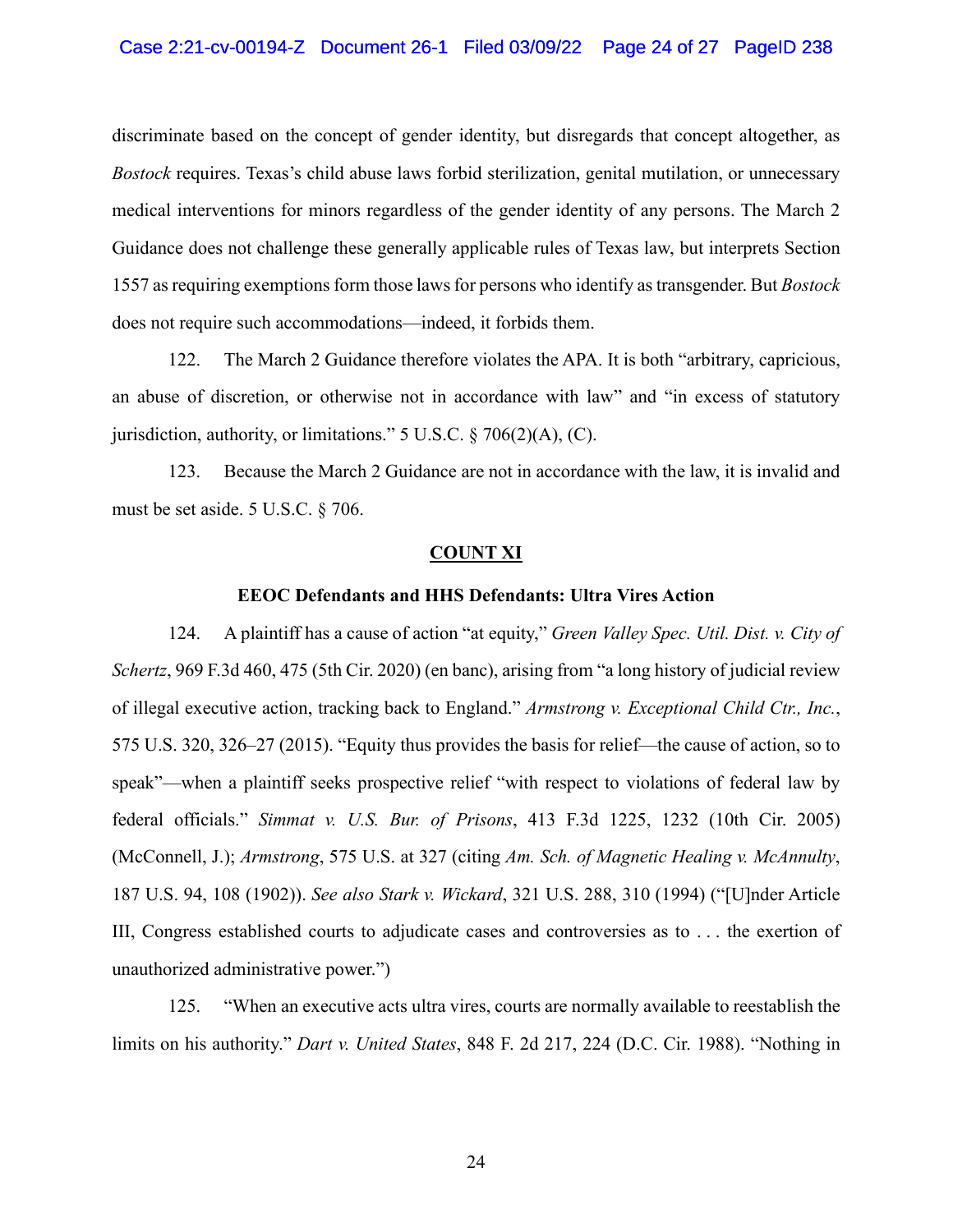discriminate based on the concept of gender identity, but disregards that concept altogether, as *Bostock* requires. Texas's child abuse laws forbid sterilization, genital mutilation, or unnecessary medical interventions for minors regardless of the gender identity of any persons. The March 2 Guidance does not challenge these generally applicable rules of Texas law, but interprets Section 1557 as requiring exemptions form those laws for persons who identify as transgender. But *Bostock* does not require such accommodations—indeed, it forbids them.

122. The March 2 Guidance therefore violates the APA. It is both "arbitrary, capricious, an abuse of discretion, or otherwise not in accordance with law" and "in excess of statutory jurisdiction, authority, or limitations." 5 U.S.C. § 706(2)(A), (C).

123. Because the March 2 Guidance are not in accordance with the law, it is invalid and must be set aside. 5 U.S.C. § 706.

## COUNT XI

### EEOC Defendants and HHS Defendants: Ultra Vires Action

124. A plaintiff has a cause of action "at equity," *Green Valley Spec. Util. Dist. v. City of Schertz*, 969 F.3d 460, 475 (5th Cir. 2020) (en banc), arising from "a long history of judicial review of illegal executive action, tracking back to England." *Armstrong v. Exceptional Child Ctr., Inc.*, 575 U.S. 320, 326–27 (2015). "Equity thus provides the basis for relief—the cause of action, so to speak"—when a plaintiff seeks prospective relief "with respect to violations of federal law by federal officials." *Simmat v. U.S. Bur. of Prisons*, 413 F.3d 1225, 1232 (10th Cir. 2005) (McConnell, J.); *Armstrong*, 575 U.S. at 327 (citing *Am. Sch. of Magnetic Healing v. McAnnulty*, 187 U.S. 94, 108 (1902)). *See also Stark v. Wickard*, 321 U.S. 288, 310 (1994) ("[U]nder Article III, Congress established courts to adjudicate cases and controversies as to . . . the exertion of unauthorized administrative power.")

125. "When an executive acts ultra vires, courts are normally available to reestablish the limits on his authority." *Dart v. United States*, 848 F. 2d 217, 224 (D.C. Cir. 1988). "Nothing in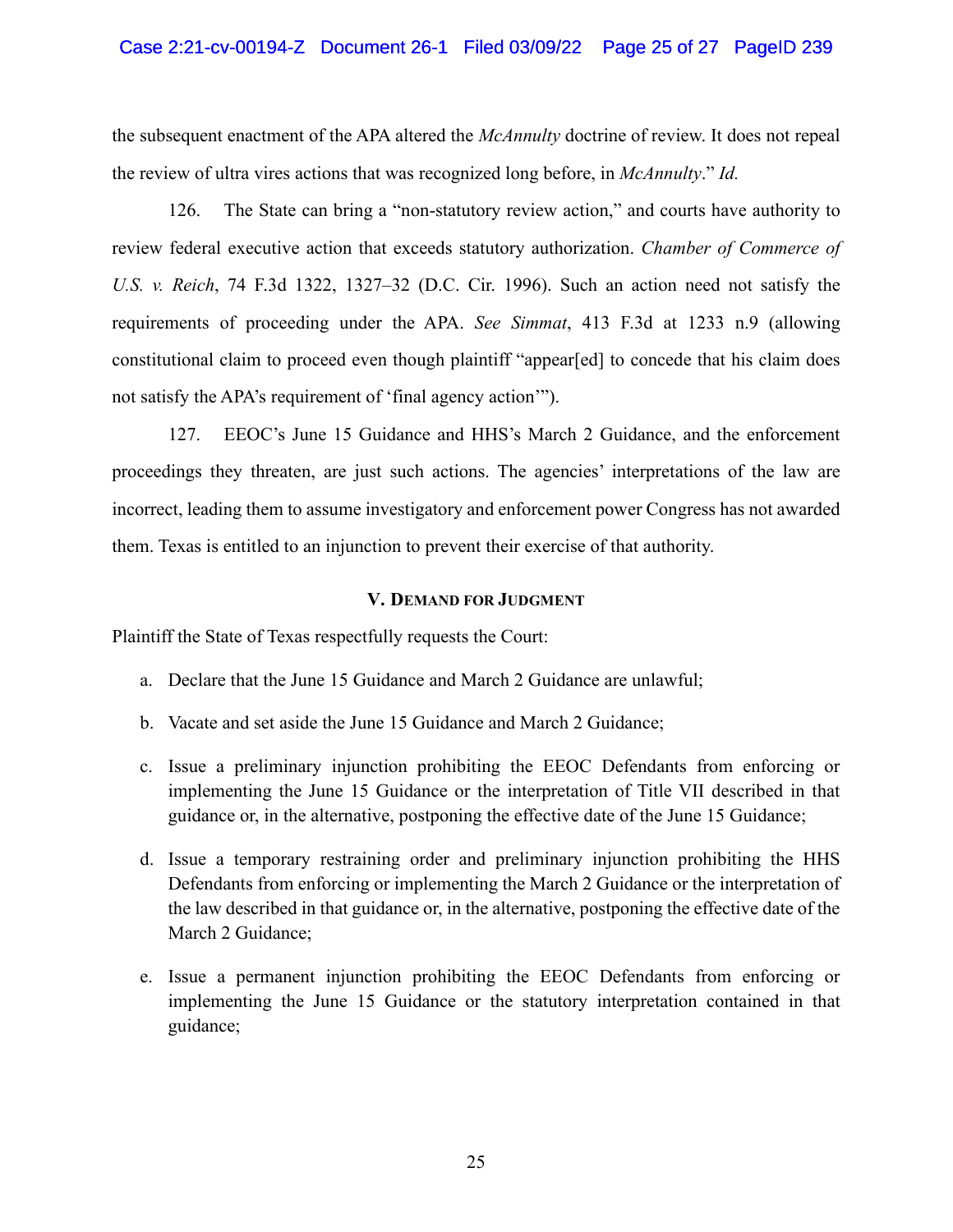the subsequent enactment of the APA altered the *McAnnulty* doctrine of review. It does not repeal the review of ultra vires actions that was recognized long before, in *McAnnulty*." *Id.*

126. The State can bring a "non-statutory review action," and courts have authority to review federal executive action that exceeds statutory authorization. *Chamber of Commerce of U.S. v. Reich*, 74 F.3d 1322, 1327–32 (D.C. Cir. 1996). Such an action need not satisfy the requirements of proceeding under the APA. *See Simmat*, 413 F.3d at 1233 n.9 (allowing constitutional claim to proceed even though plaintiff "appear[ed] to concede that his claim does not satisfy the APA's requirement of 'final agency action'").

127. EEOC's June 15 Guidance and HHS's March 2 Guidance, and the enforcement proceedings they threaten, are just such actions. The agencies' interpretations of the law are incorrect, leading them to assume investigatory and enforcement power Congress has not awarded them. Texas is entitled to an injunction to prevent their exercise of that authority.

## V. Demand for Judgment

Plaintiff the State of Texas respectfully requests the Court:

a. Declare that the June 15 Guidance and March 2 Guidance are unlawful;

b. Vacate and set aside the June 15 Guidance and March 2 Guidance;

c. Issue a preliminary injunction prohibiting the EEOC Defendants from enforcing or implementing the June 15 Guidance or the interpretation of Title VII described in that guidance or, in the alternative, postponing the effective date of the June 15 Guidance;

d. Issue a temporary restraining order and preliminary injunction prohibiting the HHS Defendants from enforcing or implementing the March 2 Guidance or the interpretation of the law described in that guidance or, in the alternative, postponing the effective date of the March 2 Guidance;

e. Issue a permanent injunction prohibiting the EEOC Defendants from enforcing or implementing the June 15 Guidance or the statutory interpretation contained in that guidance;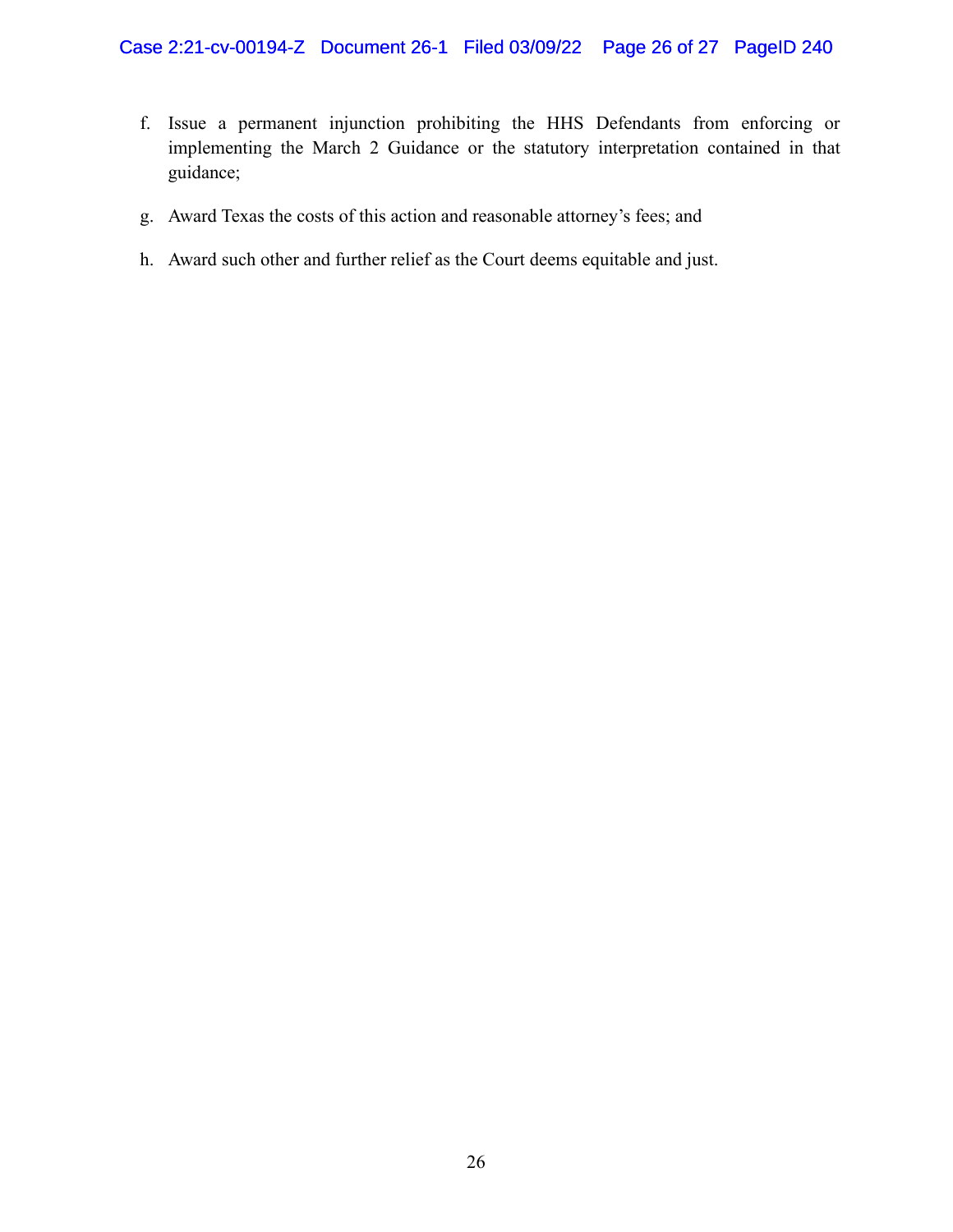f. Issue a permanent injunction prohibiting the HHS Defendants from enforcing or implementing the March 2 Guidance or the statutory interpretation contained in that guidance;

g. Award Texas the costs of this action and reasonable attorney's fees; and

h. Award such other and further relief as the Court deems equitable and just.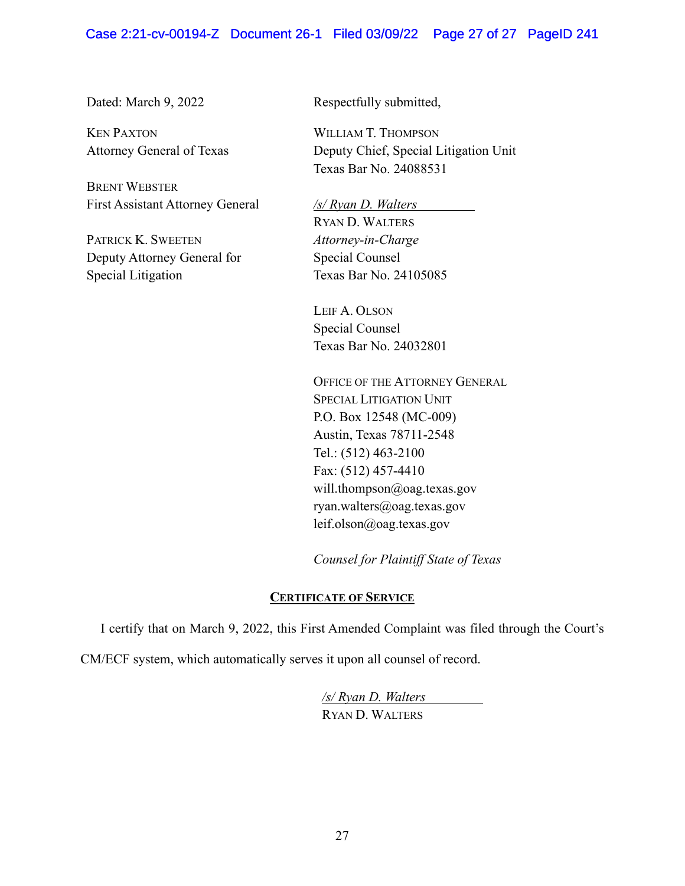Dated: March 9, 2022

KEN PAXTON
Attorney General of Texas

BRENT WEBSTER
First Assistant Attorney General

PATRICK K. SWEETEN
Deputy Attorney General for
Special Litigation

Respectfully submitted,

WILLIAM T. THOMPSON
Deputy Chief, Special Litigation Unit
Texas Bar No. 24088531

*/s/ Ryan D. Walters*
RYAN D. WALTERS
*Attorney-in-Charge*
Special Counsel
Texas Bar No. 24105085

LEIF A. OLSON
Special Counsel
Texas Bar No. 24032801

OFFICE OF THE ATTORNEY GENERAL
SPECIAL LITIGATION UNIT
P.O. Box 12548 (MC-009)
Austin, Texas 78711-2548
Tel.: (512) 463-2100
Fax: (512) 457-4410
will.thompson@oag.texas.gov
ryan.walters@oag.texas.gov
leif.olson@oag.texas.gov

*Counsel for Plaintiff State of Texas*

## CERTIFICATE OF SERVICE

I certify that on March 9, 2022, this First Amended Complaint was filed through the Court's CM/ECF system, which automatically serves it upon all counsel of record.

*/s/ Ryan D. Walters*
RYAN D. WALTERS